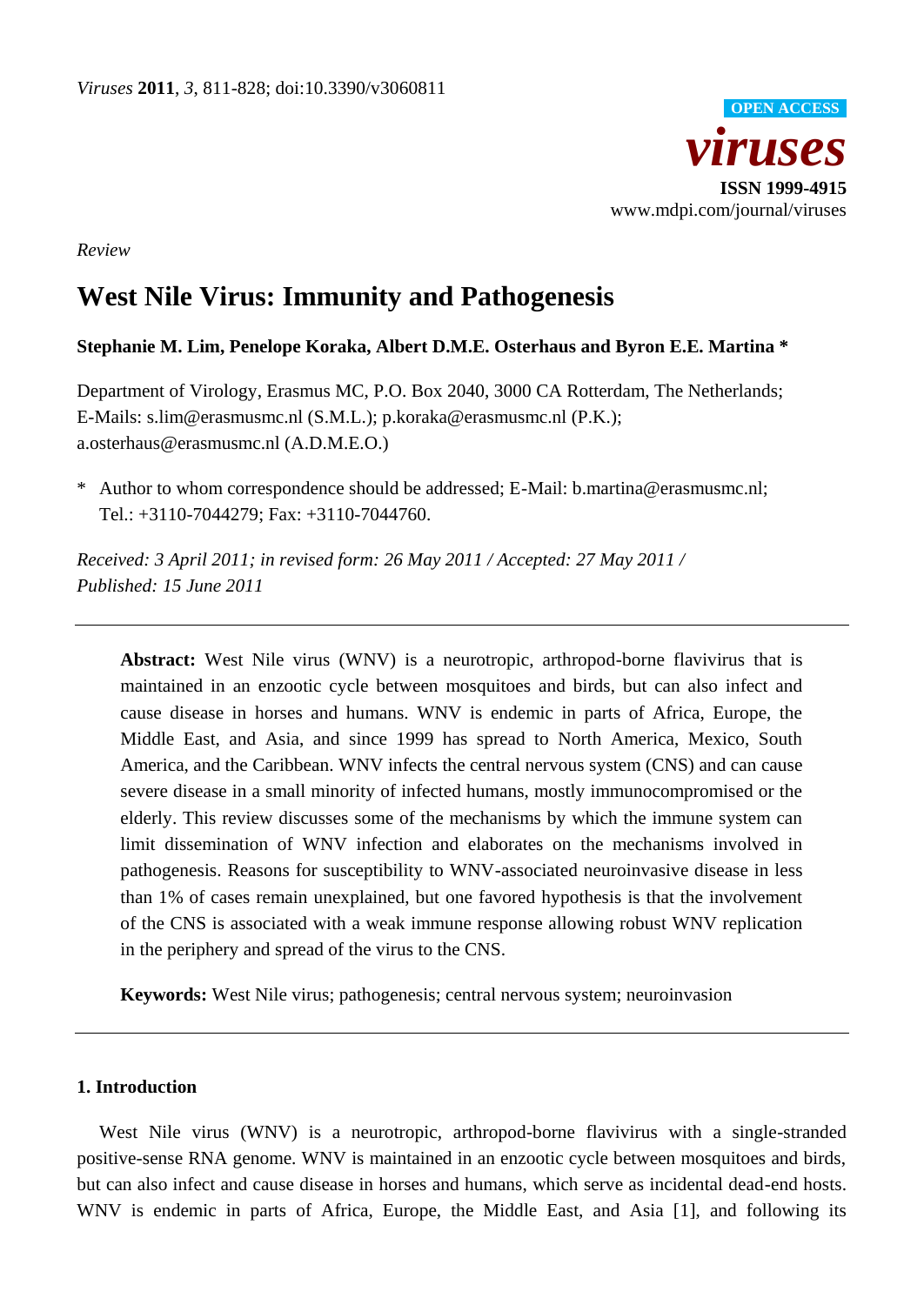*Viruses* **2011**, *3*, 811-828; doi:10.3390/v3060811

**OPEN ACCESS**

***viruses***

**ISSN 1999-4915**

www.mdpi.com/journal/viruses

*Review*

# West Nile Virus: Immunity and Pathogenesis

**Stephanie M. Lim, Penelope Koraka, Albert D.M.E. Osterhaus and Byron E.E. Martina \***

Department of Virology, Erasmus MC, P.O. Box 2040, 3000 CA Rotterdam, The Netherlands; E-Mails: s.lim@erasmusmc.nl (S.M.L.); p.koraka@erasmusmc.nl (P.K.); a.osterhaus@erasmusmc.nl (A.D.M.E.O.)

\* Author to whom correspondence should be addressed; E-Mail: b.martina@erasmusmc.nl; Tel.: +3110-7044279; Fax: +3110-7044760.

*Received: 3 April 2011; in revised form: 26 May 2011 / Accepted: 27 May 2011 / Published: 15 June 2011*

---

**Abstract:** West Nile virus (WNV) is a neurotropic, arthropod-borne flavivirus that is maintained in an enzootic cycle between mosquitoes and birds, but can also infect and cause disease in horses and humans. WNV is endemic in parts of Africa, Europe, the Middle East, and Asia, and since 1999 has spread to North America, Mexico, South America, and the Caribbean. WNV infects the central nervous system (CNS) and can cause severe disease in a small minority of infected humans, mostly immunocompromised or the elderly. This review discusses some of the mechanisms by which the immune system can limit dissemination of WNV infection and elaborates on the mechanisms involved in pathogenesis. Reasons for susceptibility to WNV-associated neuroinvasive disease in less than 1% of cases remain unexplained, but one favored hypothesis is that the involvement of the CNS is associated with a weak immune response allowing robust WNV replication in the periphery and spread of the virus to the CNS.

**Keywords:** West Nile virus; pathogenesis; central nervous system; neuroinvasion

---

## 1. Introduction

West Nile virus (WNV) is a neurotropic, arthropod-borne flavivirus with a single-stranded positive-sense RNA genome. WNV is maintained in an enzootic cycle between mosquitoes and birds, but can also infect and cause disease in horses and humans, which serve as incidental dead-end hosts. WNV is endemic in parts of Africa, Europe, the Middle East, and Asia [1], and following its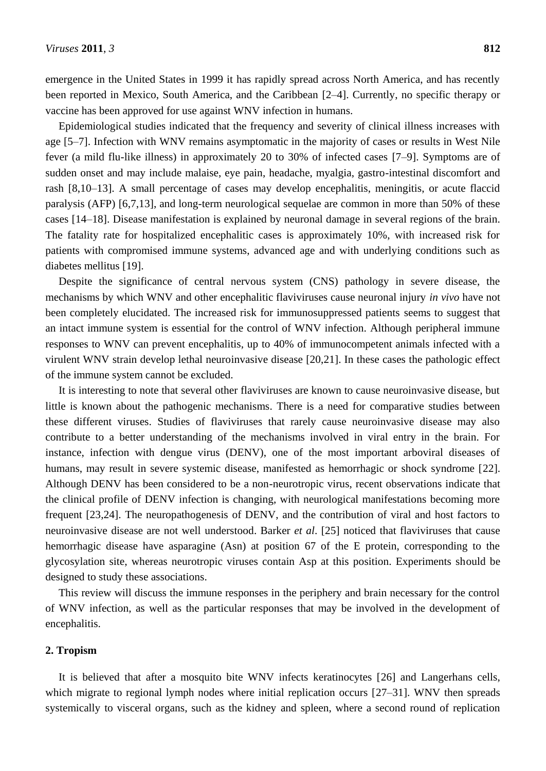emergence in the United States in 1999 it has rapidly spread across North America, and has recently been reported in Mexico, South America, and the Caribbean [2–4]. Currently, no specific therapy or vaccine has been approved for use against WNV infection in humans.

Epidemiological studies indicated that the frequency and severity of clinical illness increases with age [5–7]. Infection with WNV remains asymptomatic in the majority of cases or results in West Nile fever (a mild flu-like illness) in approximately 20 to 30% of infected cases [7–9]. Symptoms are of sudden onset and may include malaise, eye pain, headache, myalgia, gastro-intestinal discomfort and rash [8,10–13]. A small percentage of cases may develop encephalitis, meningitis, or acute flaccid paralysis (AFP) [6,7,13], and long-term neurological sequelae are common in more than 50% of these cases [14–18]. Disease manifestation is explained by neuronal damage in several regions of the brain. The fatality rate for hospitalized encephalitic cases is approximately 10%, with increased risk for patients with compromised immune systems, advanced age and with underlying conditions such as diabetes mellitus [19].

Despite the significance of central nervous system (CNS) pathology in severe disease, the mechanisms by which WNV and other encephalitic flaviviruses cause neuronal injury *in vivo* have not been completely elucidated. The increased risk for immunosuppressed patients seems to suggest that an intact immune system is essential for the control of WNV infection. Although peripheral immune responses to WNV can prevent encephalitis, up to 40% of immunocompetent animals infected with a virulent WNV strain develop lethal neuroinvasive disease [20,21]. In these cases the pathologic effect of the immune system cannot be excluded.

It is interesting to note that several other flaviviruses are known to cause neuroinvasive disease, but little is known about the pathogenic mechanisms. There is a need for comparative studies between these different viruses. Studies of flaviviruses that rarely cause neuroinvasive disease may also contribute to a better understanding of the mechanisms involved in viral entry in the brain. For instance, infection with dengue virus (DENV), one of the most important arboviral diseases of humans, may result in severe systemic disease, manifested as hemorrhagic or shock syndrome [22]. Although DENV has been considered to be a non-neurotropic virus, recent observations indicate that the clinical profile of DENV infection is changing, with neurological manifestations becoming more frequent [23,24]. The neuropathogenesis of DENV, and the contribution of viral and host factors to neuroinvasive disease are not well understood. Barker *et al*. [25] noticed that flaviviruses that cause hemorrhagic disease have asparagine (Asn) at position 67 of the E protein, corresponding to the glycosylation site, whereas neurotropic viruses contain Asp at this position. Experiments should be designed to study these associations.

This review will discuss the immune responses in the periphery and brain necessary for the control of WNV infection, as well as the particular responses that may be involved in the development of encephalitis.

## 2. Tropism

It is believed that after a mosquito bite WNV infects keratinocytes [26] and Langerhans cells, which migrate to regional lymph nodes where initial replication occurs [27–31]. WNV then spreads systemically to visceral organs, such as the kidney and spleen, where a second round of replication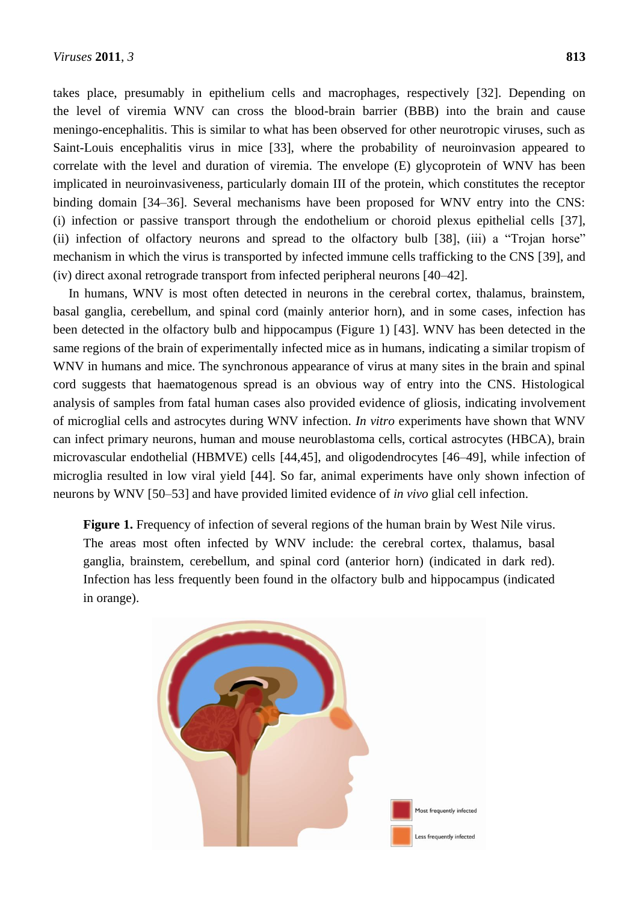takes place, presumably in epithelium cells and macrophages, respectively [32]. Depending on the level of viremia WNV can cross the blood-brain barrier (BBB) into the brain and cause meningo-encephalitis. This is similar to what has been observed for other neurotropic viruses, such as Saint-Louis encephalitis virus in mice [33], where the probability of neuroinvasion appeared to correlate with the level and duration of viremia. The envelope (E) glycoprotein of WNV has been implicated in neuroinvasiveness, particularly domain III of the protein, which constitutes the receptor binding domain [34–36]. Several mechanisms have been proposed for WNV entry into the CNS: (i) infection or passive transport through the endothelium or choroid plexus epithelial cells [37], (ii) infection of olfactory neurons and spread to the olfactory bulb [38], (iii) a "Trojan horse" mechanism in which the virus is transported by infected immune cells trafficking to the CNS [39], and (iv) direct axonal retrograde transport from infected peripheral neurons [40–42].

In humans, WNV is most often detected in neurons in the cerebral cortex, thalamus, brainstem, basal ganglia, cerebellum, and spinal cord (mainly anterior horn), and in some cases, infection has been detected in the olfactory bulb and hippocampus (Figure 1) [43]. WNV has been detected in the same regions of the brain of experimentally infected mice as in humans, indicating a similar tropism of WNV in humans and mice. The synchronous appearance of virus at many sites in the brain and spinal cord suggests that haematogenous spread is an obvious way of entry into the CNS. Histological analysis of samples from fatal human cases also provided evidence of gliosis, indicating involvement of microglial cells and astrocytes during WNV infection. *In vitro* experiments have shown that WNV can infect primary neurons, human and mouse neuroblastoma cells, cortical astrocytes (HBCA), brain microvascular endothelial (HBMVE) cells [44,45], and oligodendrocytes [46–49], while infection of microglia resulted in low viral yield [44]. So far, animal experiments have only shown infection of neurons by WNV [50–53] and have provided limited evidence of *in vivo* glial cell infection.

**Figure 1.** Frequency of infection of several regions of the human brain by West Nile virus. The areas most often infected by WNV include: the cerebral cortex, thalamus, basal ganglia, brainstem, cerebellum, and spinal cord (anterior horn) (indicated in dark red). Infection has less frequently been found in the olfactory bulb and hippocampus (indicated in orange).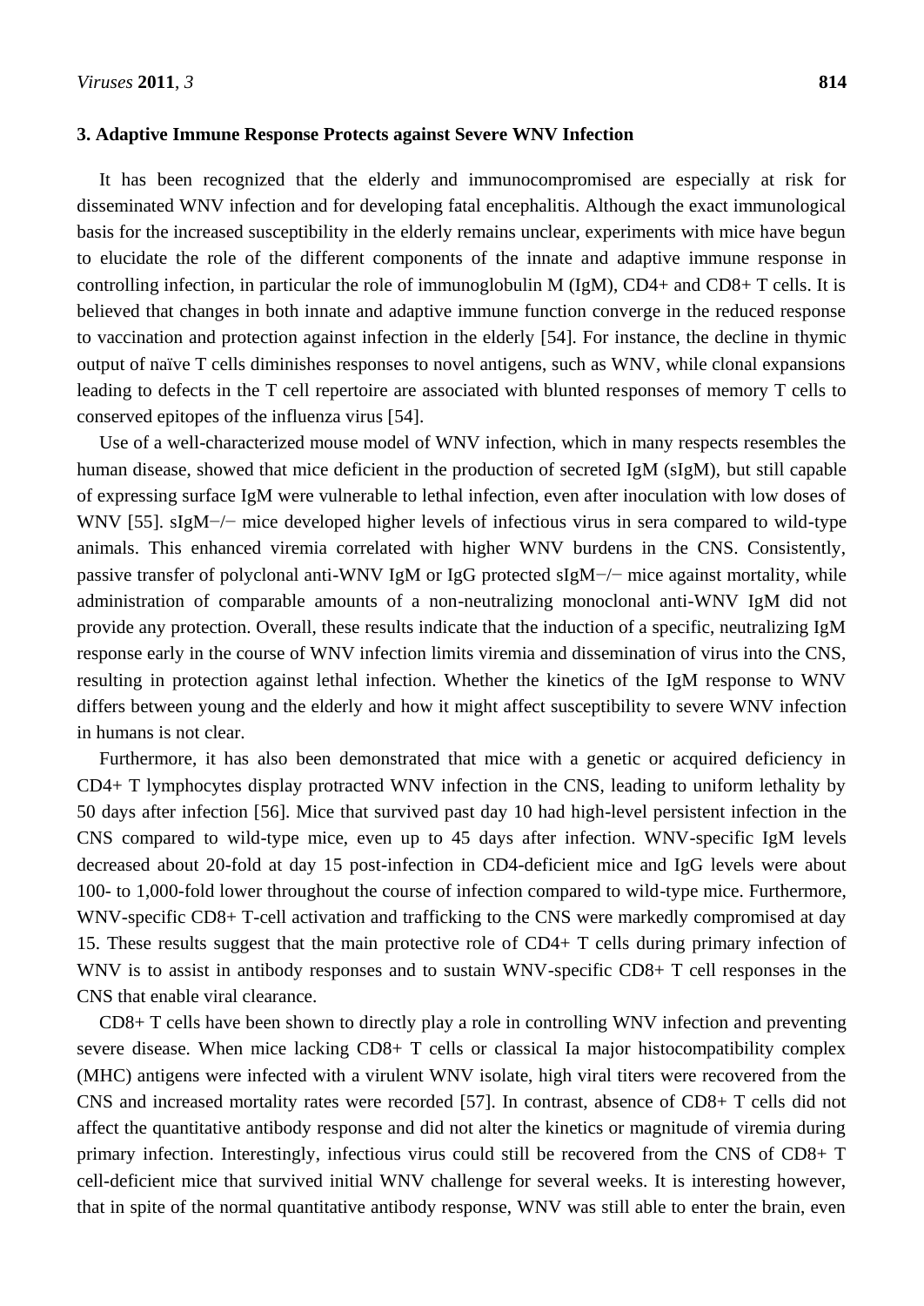### 3. Adaptive Immune Response Protects against Severe WNV Infection

It has been recognized that the elderly and immunocompromised are especially at risk for disseminated WNV infection and for developing fatal encephalitis. Although the exact immunological basis for the increased susceptibility in the elderly remains unclear, experiments with mice have begun to elucidate the role of the different components of the innate and adaptive immune response in controlling infection, in particular the role of immunoglobulin M (IgM), CD4+ and CD8+ T cells. It is believed that changes in both innate and adaptive immune function converge in the reduced response to vaccination and protection against infection in the elderly [54]. For instance, the decline in thymic output of naïve T cells diminishes responses to novel antigens, such as WNV, while clonal expansions leading to defects in the T cell repertoire are associated with blunted responses of memory T cells to conserved epitopes of the influenza virus [54].

Use of a well-characterized mouse model of WNV infection, which in many respects resembles the human disease, showed that mice deficient in the production of secreted IgM (sIgM), but still capable of expressing surface IgM were vulnerable to lethal infection, even after inoculation with low doses of WNV [55]. sIgM−/− mice developed higher levels of infectious virus in sera compared to wild-type animals. This enhanced viremia correlated with higher WNV burdens in the CNS. Consistently, passive transfer of polyclonal anti-WNV IgM or IgG protected sIgM−/− mice against mortality, while administration of comparable amounts of a non-neutralizing monoclonal anti-WNV IgM did not provide any protection. Overall, these results indicate that the induction of a specific, neutralizing IgM response early in the course of WNV infection limits viremia and dissemination of virus into the CNS, resulting in protection against lethal infection. Whether the kinetics of the IgM response to WNV differs between young and the elderly and how it might affect susceptibility to severe WNV infection in humans is not clear.

Furthermore, it has also been demonstrated that mice with a genetic or acquired deficiency in CD4+ T lymphocytes display protracted WNV infection in the CNS, leading to uniform lethality by 50 days after infection [56]. Mice that survived past day 10 had high-level persistent infection in the CNS compared to wild-type mice, even up to 45 days after infection. WNV-specific IgM levels decreased about 20-fold at day 15 post-infection in CD4-deficient mice and IgG levels were about 100- to 1,000-fold lower throughout the course of infection compared to wild-type mice. Furthermore, WNV-specific CD8+ T-cell activation and trafficking to the CNS were markedly compromised at day 15. These results suggest that the main protective role of CD4+ T cells during primary infection of WNV is to assist in antibody responses and to sustain WNV-specific CD8+ T cell responses in the CNS that enable viral clearance.

CD8+ T cells have been shown to directly play a role in controlling WNV infection and preventing severe disease. When mice lacking CD8+ T cells or classical Ia major histocompatibility complex (MHC) antigens were infected with a virulent WNV isolate, high viral titers were recovered from the CNS and increased mortality rates were recorded [57]. In contrast, absence of CD8+ T cells did not affect the quantitative antibody response and did not alter the kinetics or magnitude of viremia during primary infection. Interestingly, infectious virus could still be recovered from the CNS of CD8+ T cell-deficient mice that survived initial WNV challenge for several weeks. It is interesting however, that in spite of the normal quantitative antibody response, WNV was still able to enter the brain, even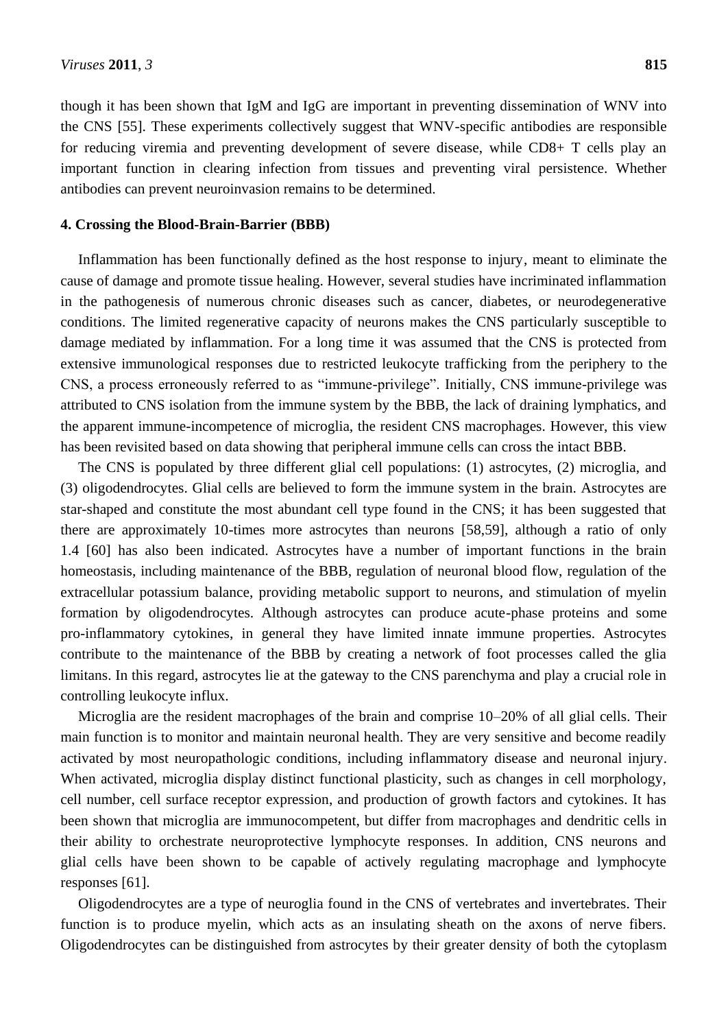though it has been shown that IgM and IgG are important in preventing dissemination of WNV into the CNS [55]. These experiments collectively suggest that WNV-specific antibodies are responsible for reducing viremia and preventing development of severe disease, while CD8+ T cells play an important function in clearing infection from tissues and preventing viral persistence. Whether antibodies can prevent neuroinvasion remains to be determined.

## 4. Crossing the Blood-Brain-Barrier (BBB)

Inflammation has been functionally defined as the host response to injury, meant to eliminate the cause of damage and promote tissue healing. However, several studies have incriminated inflammation in the pathogenesis of numerous chronic diseases such as cancer, diabetes, or neurodegenerative conditions. The limited regenerative capacity of neurons makes the CNS particularly susceptible to damage mediated by inflammation. For a long time it was assumed that the CNS is protected from extensive immunological responses due to restricted leukocyte trafficking from the periphery to the CNS, a process erroneously referred to as "immune-privilege". Initially, CNS immune-privilege was attributed to CNS isolation from the immune system by the BBB, the lack of draining lymphatics, and the apparent immune-incompetence of microglia, the resident CNS macrophages. However, this view has been revisited based on data showing that peripheral immune cells can cross the intact BBB.

The CNS is populated by three different glial cell populations: (1) astrocytes, (2) microglia, and (3) oligodendrocytes. Glial cells are believed to form the immune system in the brain. Astrocytes are star-shaped and constitute the most abundant cell type found in the CNS; it has been suggested that there are approximately 10-times more astrocytes than neurons [58,59], although a ratio of only 1.4 [60] has also been indicated. Astrocytes have a number of important functions in the brain homeostasis, including maintenance of the BBB, regulation of neuronal blood flow, regulation of the extracellular potassium balance, providing metabolic support to neurons, and stimulation of myelin formation by oligodendrocytes. Although astrocytes can produce acute-phase proteins and some pro-inflammatory cytokines, in general they have limited innate immune properties. Astrocytes contribute to the maintenance of the BBB by creating a network of foot processes called the glia limitans. In this regard, astrocytes lie at the gateway to the CNS parenchyma and play a crucial role in controlling leukocyte influx.

Microglia are the resident macrophages of the brain and comprise 10–20% of all glial cells. Their main function is to monitor and maintain neuronal health. They are very sensitive and become readily activated by most neuropathologic conditions, including inflammatory disease and neuronal injury. When activated, microglia display distinct functional plasticity, such as changes in cell morphology, cell number, cell surface receptor expression, and production of growth factors and cytokines. It has been shown that microglia are immunocompetent, but differ from macrophages and dendritic cells in their ability to orchestrate neuroprotective lymphocyte responses. In addition, CNS neurons and glial cells have been shown to be capable of actively regulating macrophage and lymphocyte responses [61].

Oligodendrocytes are a type of neuroglia found in the CNS of vertebrates and invertebrates. Their function is to produce myelin, which acts as an insulating sheath on the axons of nerve fibers. Oligodendrocytes can be distinguished from astrocytes by their greater density of both the cytoplasm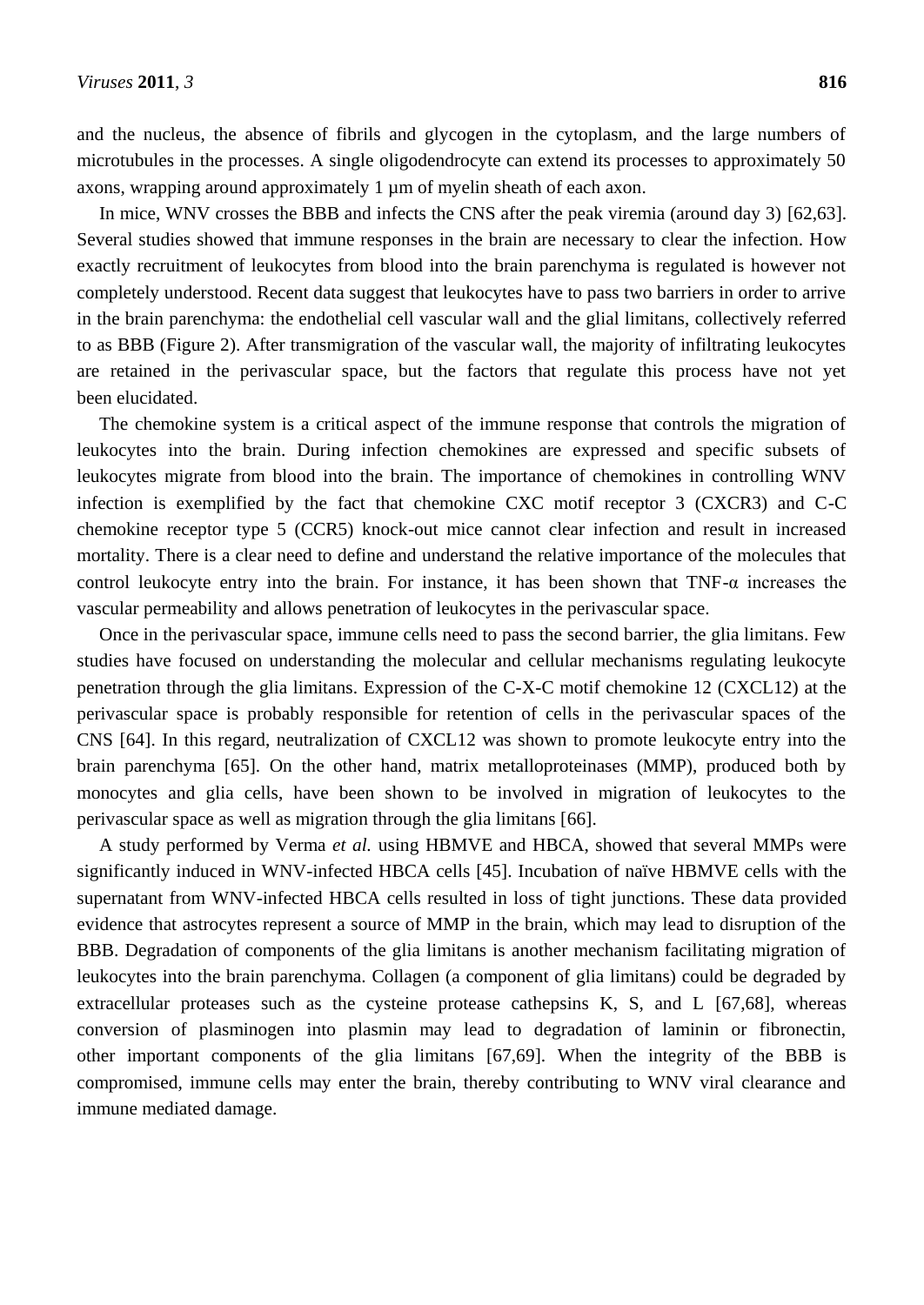and the nucleus, the absence of fibrils and glycogen in the cytoplasm, and the large numbers of microtubules in the processes. A single oligodendrocyte can extend its processes to approximately 50 axons, wrapping around approximately 1 µm of myelin sheath of each axon.

In mice, WNV crosses the BBB and infects the CNS after the peak viremia (around day 3) [62,63]. Several studies showed that immune responses in the brain are necessary to clear the infection. How exactly recruitment of leukocytes from blood into the brain parenchyma is regulated is however not completely understood. Recent data suggest that leukocytes have to pass two barriers in order to arrive in the brain parenchyma: the endothelial cell vascular wall and the glial limitans, collectively referred to as BBB (Figure 2). After transmigration of the vascular wall, the majority of infiltrating leukocytes are retained in the perivascular space, but the factors that regulate this process have not yet been elucidated.

The chemokine system is a critical aspect of the immune response that controls the migration of leukocytes into the brain. During infection chemokines are expressed and specific subsets of leukocytes migrate from blood into the brain. The importance of chemokines in controlling WNV infection is exemplified by the fact that chemokine CXC motif receptor 3 (CXCR3) and C-C chemokine receptor type 5 (CCR5) knock-out mice cannot clear infection and result in increased mortality. There is a clear need to define and understand the relative importance of the molecules that control leukocyte entry into the brain. For instance, it has been shown that TNF-α increases the vascular permeability and allows penetration of leukocytes in the perivascular space.

Once in the perivascular space, immune cells need to pass the second barrier, the glia limitans. Few studies have focused on understanding the molecular and cellular mechanisms regulating leukocyte penetration through the glia limitans. Expression of the C-X-C motif chemokine 12 (CXCL12) at the perivascular space is probably responsible for retention of cells in the perivascular spaces of the CNS [64]. In this regard, neutralization of CXCL12 was shown to promote leukocyte entry into the brain parenchyma [65]. On the other hand, matrix metalloproteinases (MMP), produced both by monocytes and glia cells, have been shown to be involved in migration of leukocytes to the perivascular space as well as migration through the glia limitans [66].

A study performed by Verma *et al.* using HBMVE and HBCA, showed that several MMPs were significantly induced in WNV-infected HBCA cells [45]. Incubation of naïve HBMVE cells with the supernatant from WNV-infected HBCA cells resulted in loss of tight junctions. These data provided evidence that astrocytes represent a source of MMP in the brain, which may lead to disruption of the BBB. Degradation of components of the glia limitans is another mechanism facilitating migration of leukocytes into the brain parenchyma. Collagen (a component of glia limitans) could be degraded by extracellular proteases such as the cysteine protease cathepsins K, S, and L [67,68], whereas conversion of plasminogen into plasmin may lead to degradation of laminin or fibronectin, other important components of the glia limitans [67,69]. When the integrity of the BBB is compromised, immune cells may enter the brain, thereby contributing to WNV viral clearance and immune mediated damage.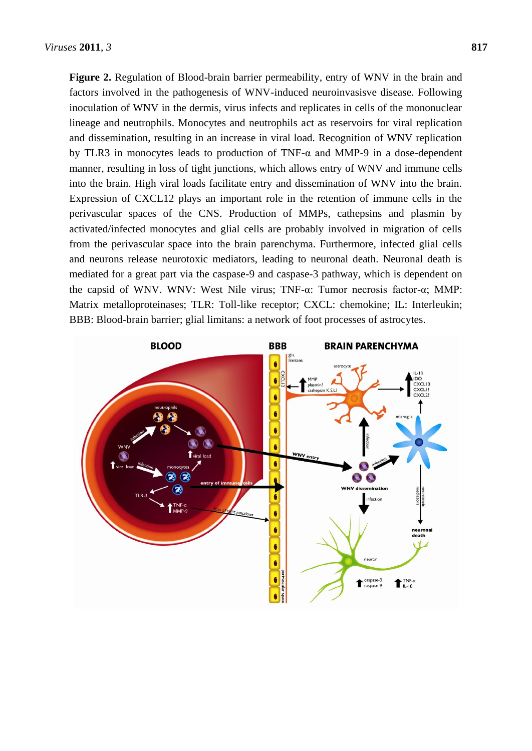**Figure 2.** Regulation of Blood-brain barrier permeability, entry of WNV in the brain and factors involved in the pathogenesis of WNV-induced neuroinvasisve disease. Following inoculation of WNV in the dermis, virus infects and replicates in cells of the mononuclear lineage and neutrophils. Monocytes and neutrophils act as reservoirs for viral replication and dissemination, resulting in an increase in viral load. Recognition of WNV replication by TLR3 in monocytes leads to production of TNF-α and MMP-9 in a dose-dependent manner, resulting in loss of tight junctions, which allows entry of WNV and immune cells into the brain. High viral loads facilitate entry and dissemination of WNV into the brain. Expression of CXCL12 plays an important role in the retention of immune cells in the perivascular spaces of the CNS. Production of MMPs, cathepsins and plasmin by activated/infected monocytes and glial cells are probably involved in migration of cells from the perivascular space into the brain parenchyma. Furthermore, infected glial cells and neurons release neurotoxic mediators, leading to neuronal death. Neuronal death is mediated for a great part via the caspase-9 and caspase-3 pathway, which is dependent on the capsid of WNV. WNV: West Nile virus; TNF-α: Tumor necrosis factor-α; MMP: Matrix metalloproteinases; TLR: Toll-like receptor; CXCL: chemokine; IL: Interleukin; BBB: Blood-brain barrier; glial limitans: a network of foot processes of astrocytes.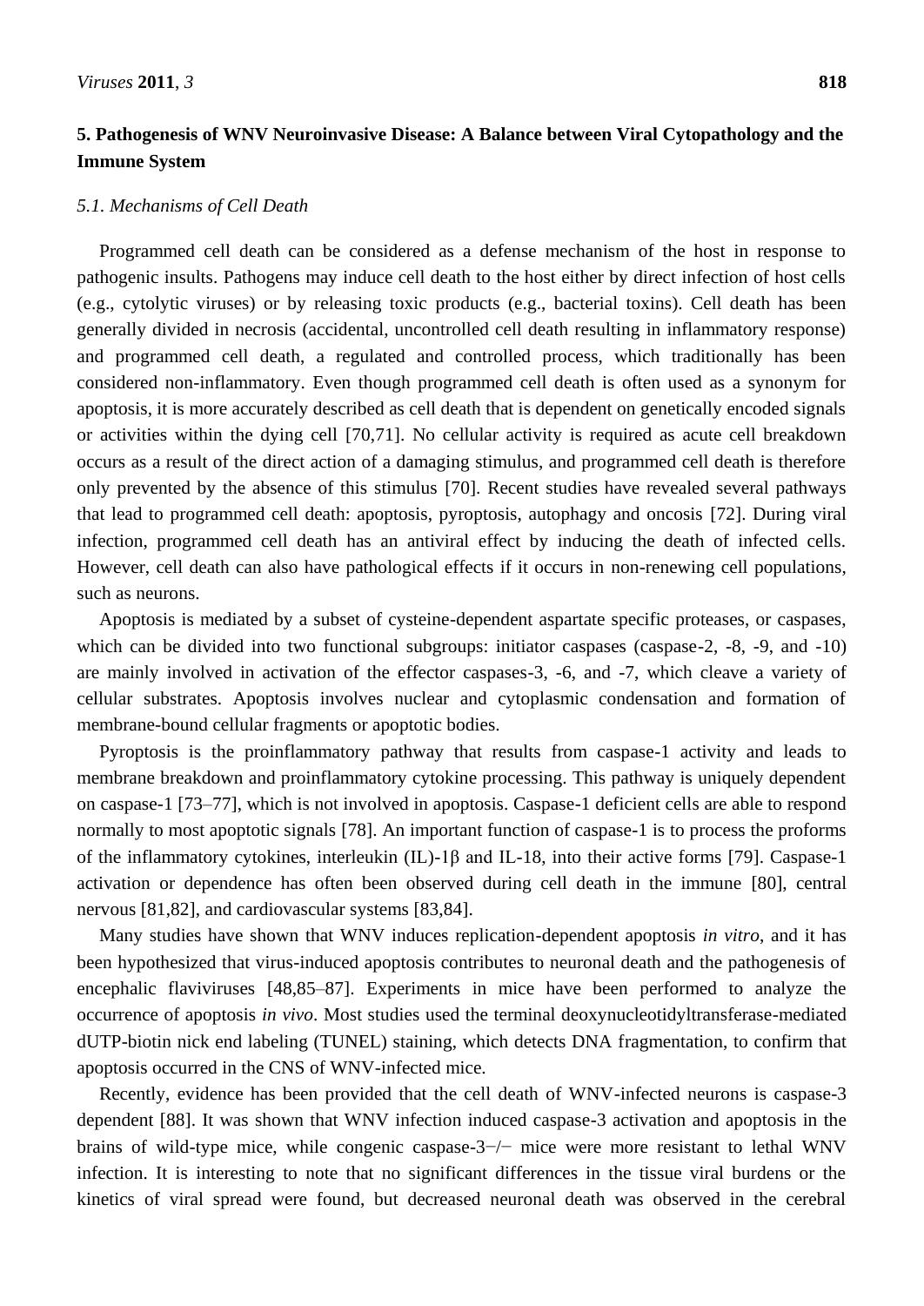## 5. Pathogenesis of WNV Neuroinvasive Disease: A Balance between Viral Cytopathology and the Immune System

### *5.1. Mechanisms of Cell Death*

Programmed cell death can be considered as a defense mechanism of the host in response to pathogenic insults. Pathogens may induce cell death to the host either by direct infection of host cells (e.g., cytolytic viruses) or by releasing toxic products (e.g., bacterial toxins). Cell death has been generally divided in necrosis (accidental, uncontrolled cell death resulting in inflammatory response) and programmed cell death, a regulated and controlled process, which traditionally has been considered non-inflammatory. Even though programmed cell death is often used as a synonym for apoptosis, it is more accurately described as cell death that is dependent on genetically encoded signals or activities within the dying cell [70,71]. No cellular activity is required as acute cell breakdown occurs as a result of the direct action of a damaging stimulus, and programmed cell death is therefore only prevented by the absence of this stimulus [70]. Recent studies have revealed several pathways that lead to programmed cell death: apoptosis, pyroptosis, autophagy and oncosis [72]. During viral infection, programmed cell death has an antiviral effect by inducing the death of infected cells. However, cell death can also have pathological effects if it occurs in non-renewing cell populations, such as neurons.

Apoptosis is mediated by a subset of cysteine-dependent aspartate specific proteases, or caspases, which can be divided into two functional subgroups: initiator caspases (caspase-2, -8, -9, and -10) are mainly involved in activation of the effector caspases-3, -6, and -7, which cleave a variety of cellular substrates. Apoptosis involves nuclear and cytoplasmic condensation and formation of membrane-bound cellular fragments or apoptotic bodies.

Pyroptosis is the proinflammatory pathway that results from caspase-1 activity and leads to membrane breakdown and proinflammatory cytokine processing. This pathway is uniquely dependent on caspase-1 [73–77], which is not involved in apoptosis. Caspase-1 deficient cells are able to respond normally to most apoptotic signals [78]. An important function of caspase-1 is to process the proforms of the inflammatory cytokines, interleukin (IL)-1β and IL-18, into their active forms [79]. Caspase-1 activation or dependence has often been observed during cell death in the immune [80], central nervous [81,82], and cardiovascular systems [83,84].

Many studies have shown that WNV induces replication-dependent apoptosis *in vitro*, and it has been hypothesized that virus-induced apoptosis contributes to neuronal death and the pathogenesis of encephalic flaviviruses [48,85–87]. Experiments in mice have been performed to analyze the occurrence of apoptosis *in vivo*. Most studies used the terminal deoxynucleotidyltransferase-mediated dUTP-biotin nick end labeling (TUNEL) staining, which detects DNA fragmentation, to confirm that apoptosis occurred in the CNS of WNV-infected mice.

Recently, evidence has been provided that the cell death of WNV-infected neurons is caspase-3 dependent [88]. It was shown that WNV infection induced caspase-3 activation and apoptosis in the brains of wild-type mice, while congenic caspase-3−/− mice were more resistant to lethal WNV infection. It is interesting to note that no significant differences in the tissue viral burdens or the kinetics of viral spread were found, but decreased neuronal death was observed in the cerebral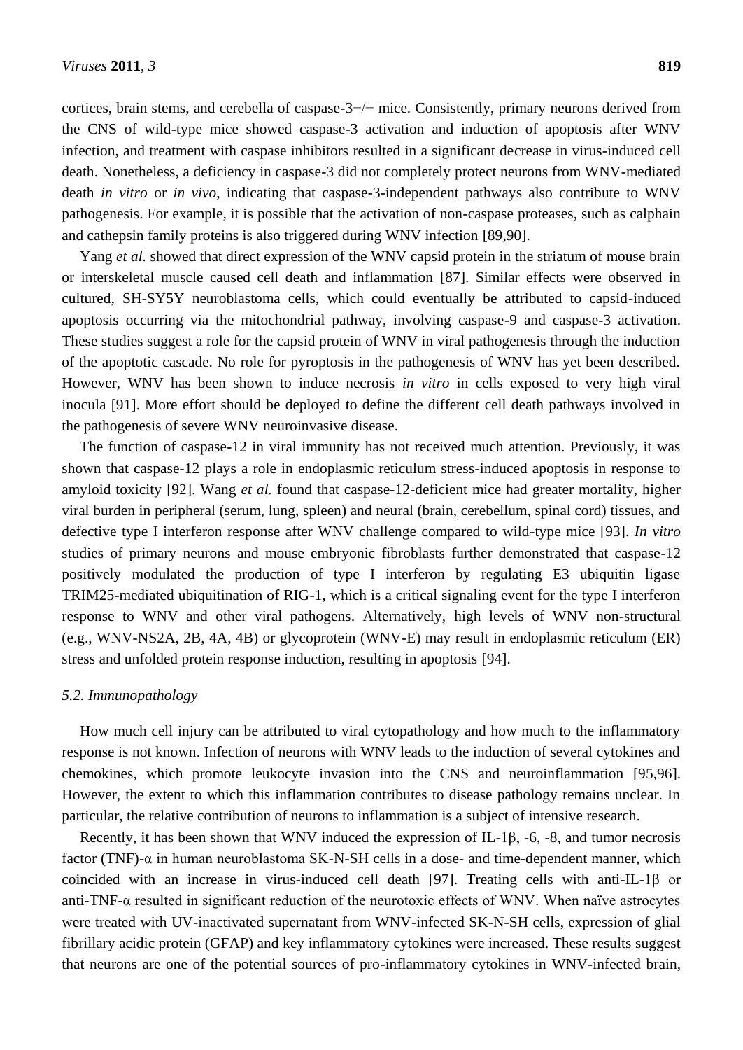cortices, brain stems, and cerebella of caspase-3−/− mice. Consistently, primary neurons derived from the CNS of wild-type mice showed caspase-3 activation and induction of apoptosis after WNV infection, and treatment with caspase inhibitors resulted in a significant decrease in virus-induced cell death. Nonetheless, a deficiency in caspase-3 did not completely protect neurons from WNV-mediated death *in vitro* or *in vivo*, indicating that caspase-3-independent pathways also contribute to WNV pathogenesis. For example, it is possible that the activation of non-caspase proteases, such as calphain and cathepsin family proteins is also triggered during WNV infection [89,90].

Yang *et al.* showed that direct expression of the WNV capsid protein in the striatum of mouse brain or interskeletal muscle caused cell death and inflammation [87]. Similar effects were observed in cultured, SH-SY5Y neuroblastoma cells, which could eventually be attributed to capsid-induced apoptosis occurring via the mitochondrial pathway, involving caspase-9 and caspase-3 activation. These studies suggest a role for the capsid protein of WNV in viral pathogenesis through the induction of the apoptotic cascade. No role for pyroptosis in the pathogenesis of WNV has yet been described. However, WNV has been shown to induce necrosis *in vitro* in cells exposed to very high viral inocula [91]. More effort should be deployed to define the different cell death pathways involved in the pathogenesis of severe WNV neuroinvasive disease.

The function of caspase-12 in viral immunity has not received much attention. Previously, it was shown that caspase-12 plays a role in endoplasmic reticulum stress-induced apoptosis in response to amyloid toxicity [92]. Wang *et al.* found that caspase-12-deficient mice had greater mortality, higher viral burden in peripheral (serum, lung, spleen) and neural (brain, cerebellum, spinal cord) tissues, and defective type I interferon response after WNV challenge compared to wild-type mice [93]. *In vitro* studies of primary neurons and mouse embryonic fibroblasts further demonstrated that caspase-12 positively modulated the production of type I interferon by regulating E3 ubiquitin ligase TRIM25-mediated ubiquitination of RIG-1, which is a critical signaling event for the type I interferon response to WNV and other viral pathogens. Alternatively, high levels of WNV non-structural (e.g., WNV-NS2A, 2B, 4A, 4B) or glycoprotein (WNV-E) may result in endoplasmic reticulum (ER) stress and unfolded protein response induction, resulting in apoptosis [94].

### *5.2. Immunopathology*

How much cell injury can be attributed to viral cytopathology and how much to the inflammatory response is not known. Infection of neurons with WNV leads to the induction of several cytokines and chemokines, which promote leukocyte invasion into the CNS and neuroinflammation [95,96]. However, the extent to which this inflammation contributes to disease pathology remains unclear. In particular, the relative contribution of neurons to inflammation is a subject of intensive research.

Recently, it has been shown that WNV induced the expression of IL-1β, -6, -8, and tumor necrosis factor (TNF)-α in human neuroblastoma SK-N-SH cells in a dose- and time-dependent manner, which coincided with an increase in virus-induced cell death [97]. Treating cells with anti-IL-1β or anti-TNF-α resulted in significant reduction of the neurotoxic effects of WNV. When naïve astrocytes were treated with UV-inactivated supernatant from WNV-infected SK-N-SH cells, expression of glial fibrillary acidic protein (GFAP) and key inflammatory cytokines were increased. These results suggest that neurons are one of the potential sources of pro-inflammatory cytokines in WNV-infected brain,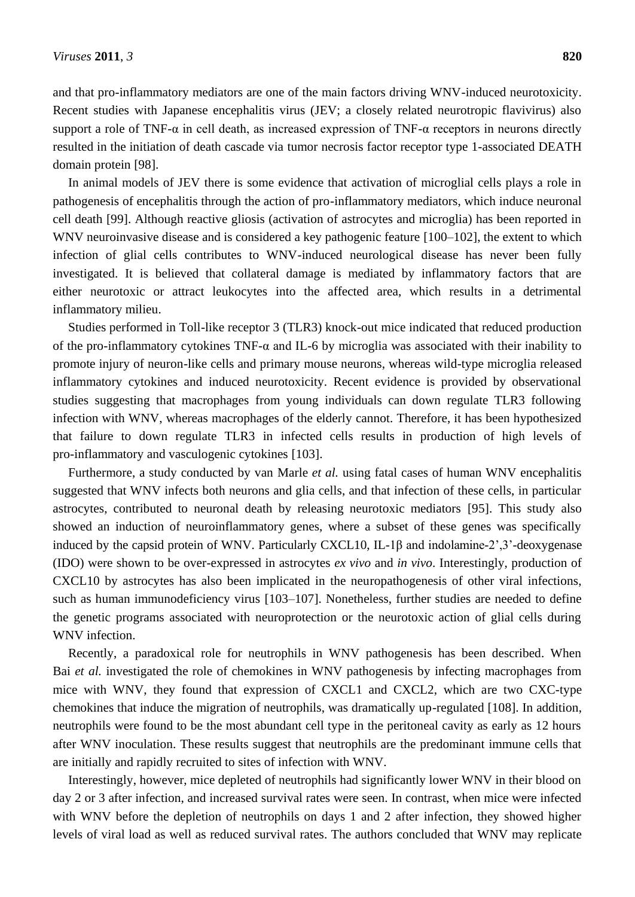and that pro-inflammatory mediators are one of the main factors driving WNV-induced neurotoxicity. Recent studies with Japanese encephalitis virus (JEV; a closely related neurotropic flavivirus) also support a role of TNF-α in cell death, as increased expression of TNF-α receptors in neurons directly resulted in the initiation of death cascade via tumor necrosis factor receptor type 1-associated DEATH domain protein [98].

In animal models of JEV there is some evidence that activation of microglial cells plays a role in pathogenesis of encephalitis through the action of pro-inflammatory mediators, which induce neuronal cell death [99]. Although reactive gliosis (activation of astrocytes and microglia) has been reported in WNV neuroinvasive disease and is considered a key pathogenic feature [100–102], the extent to which infection of glial cells contributes to WNV-induced neurological disease has never been fully investigated. It is believed that collateral damage is mediated by inflammatory factors that are either neurotoxic or attract leukocytes into the affected area, which results in a detrimental inflammatory milieu.

Studies performed in Toll-like receptor 3 (TLR3) knock-out mice indicated that reduced production of the pro-inflammatory cytokines TNF-α and IL-6 by microglia was associated with their inability to promote injury of neuron-like cells and primary mouse neurons, whereas wild-type microglia released inflammatory cytokines and induced neurotoxicity. Recent evidence is provided by observational studies suggesting that macrophages from young individuals can down regulate TLR3 following infection with WNV, whereas macrophages of the elderly cannot. Therefore, it has been hypothesized that failure to down regulate TLR3 in infected cells results in production of high levels of pro-inflammatory and vasculogenic cytokines [103].

Furthermore, a study conducted by van Marle *et al.* using fatal cases of human WNV encephalitis suggested that WNV infects both neurons and glia cells, and that infection of these cells, in particular astrocytes, contributed to neuronal death by releasing neurotoxic mediators [95]. This study also showed an induction of neuroinflammatory genes, where a subset of these genes was specifically induced by the capsid protein of WNV. Particularly CXCL10, IL-1β and indolamine-2',3'-deoxygenase (IDO) were shown to be over-expressed in astrocytes *ex vivo* and *in vivo*. Interestingly, production of CXCL10 by astrocytes has also been implicated in the neuropathogenesis of other viral infections, such as human immunodeficiency virus [103–107]. Nonetheless, further studies are needed to define the genetic programs associated with neuroprotection or the neurotoxic action of glial cells during WNV infection.

Recently, a paradoxical role for neutrophils in WNV pathogenesis has been described. When Bai *et al.* investigated the role of chemokines in WNV pathogenesis by infecting macrophages from mice with WNV, they found that expression of CXCL1 and CXCL2, which are two CXC-type chemokines that induce the migration of neutrophils, was dramatically up-regulated [108]. In addition, neutrophils were found to be the most abundant cell type in the peritoneal cavity as early as 12 hours after WNV inoculation. These results suggest that neutrophils are the predominant immune cells that are initially and rapidly recruited to sites of infection with WNV.

Interestingly, however, mice depleted of neutrophils had significantly lower WNV in their blood on day 2 or 3 after infection, and increased survival rates were seen. In contrast, when mice were infected with WNV before the depletion of neutrophils on days 1 and 2 after infection, they showed higher levels of viral load as well as reduced survival rates. The authors concluded that WNV may replicate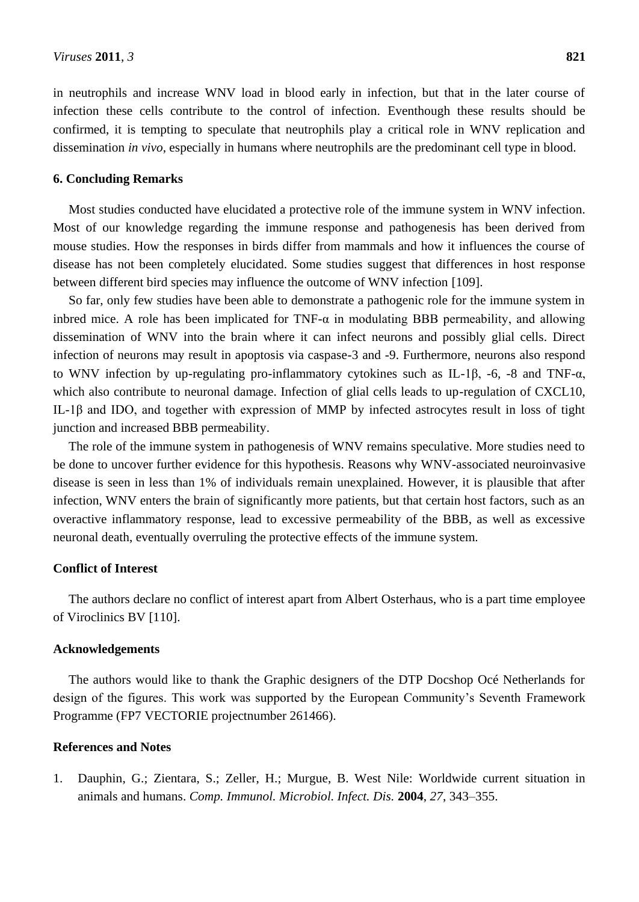in neutrophils and increase WNV load in blood early in infection, but that in the later course of infection these cells contribute to the control of infection. Eventhough these results should be confirmed, it is tempting to speculate that neutrophils play a critical role in WNV replication and dissemination *in vivo*, especially in humans where neutrophils are the predominant cell type in blood.

## 6. Concluding Remarks

Most studies conducted have elucidated a protective role of the immune system in WNV infection. Most of our knowledge regarding the immune response and pathogenesis has been derived from mouse studies. How the responses in birds differ from mammals and how it influences the course of disease has not been completely elucidated. Some studies suggest that differences in host response between different bird species may influence the outcome of WNV infection [109].

So far, only few studies have been able to demonstrate a pathogenic role for the immune system in inbred mice. A role has been implicated for TNF-α in modulating BBB permeability, and allowing dissemination of WNV into the brain where it can infect neurons and possibly glial cells. Direct infection of neurons may result in apoptosis via caspase-3 and -9. Furthermore, neurons also respond to WNV infection by up-regulating pro-inflammatory cytokines such as IL-1β, -6, -8 and TNF-α, which also contribute to neuronal damage. Infection of glial cells leads to up-regulation of CXCL10, IL-1β and IDO, and together with expression of MMP by infected astrocytes result in loss of tight junction and increased BBB permeability.

The role of the immune system in pathogenesis of WNV remains speculative. More studies need to be done to uncover further evidence for this hypothesis. Reasons why WNV-associated neuroinvasive disease is seen in less than 1% of individuals remain unexplained. However, it is plausible that after infection, WNV enters the brain of significantly more patients, but that certain host factors, such as an overactive inflammatory response, lead to excessive permeability of the BBB, as well as excessive neuronal death, eventually overruling the protective effects of the immune system.

## Conflict of Interest

The authors declare no conflict of interest apart from Albert Osterhaus, who is a part time employee of Viroclinics BV [110].

## Acknowledgements

The authors would like to thank the Graphic designers of the DTP Docshop Océ Netherlands for design of the figures. This work was supported by the European Community's Seventh Framework Programme (FP7 VECTORIE projectnumber 261466).

## References and Notes

1. Dauphin, G.; Zientara, S.; Zeller, H.; Murgue, B. West Nile: Worldwide current situation in animals and humans. *Comp. Immunol. Microbiol. Infect. Dis.* **2004**, *27*, 343–355.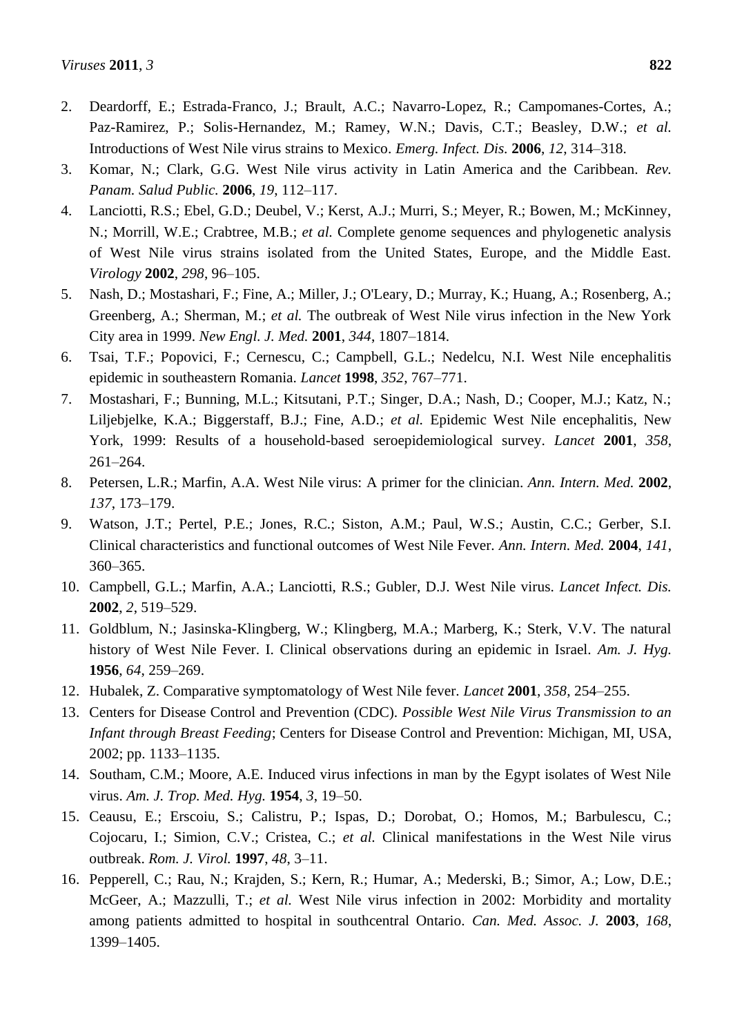2. Deardorff, E.; Estrada-Franco, J.; Brault, A.C.; Navarro-Lopez, R.; Campomanes-Cortes, A.; Paz-Ramirez, P.; Solis-Hernandez, M.; Ramey, W.N.; Davis, C.T.; Beasley, D.W.; *et al.* Introductions of West Nile virus strains to Mexico. *Emerg. Infect. Dis.* **2006**, *12*, 314–318.
3. Komar, N.; Clark, G.G. West Nile virus activity in Latin America and the Caribbean. *Rev. Panam. Salud Public.* **2006**, *19*, 112–117.
4. Lanciotti, R.S.; Ebel, G.D.; Deubel, V.; Kerst, A.J.; Murri, S.; Meyer, R.; Bowen, M.; McKinney, N.; Morrill, W.E.; Crabtree, M.B.; *et al.* Complete genome sequences and phylogenetic analysis of West Nile virus strains isolated from the United States, Europe, and the Middle East. *Virology* **2002**, *298*, 96–105.
5. Nash, D.; Mostashari, F.; Fine, A.; Miller, J.; O'Leary, D.; Murray, K.; Huang, A.; Rosenberg, A.; Greenberg, A.; Sherman, M.; *et al.* The outbreak of West Nile virus infection in the New York City area in 1999. *New Engl. J. Med.* **2001**, *344*, 1807–1814.
6. Tsai, T.F.; Popovici, F.; Cernescu, C.; Campbell, G.L.; Nedelcu, N.I. West Nile encephalitis epidemic in southeastern Romania. *Lancet* **1998**, *352*, 767–771.
7. Mostashari, F.; Bunning, M.L.; Kitsutani, P.T.; Singer, D.A.; Nash, D.; Cooper, M.J.; Katz, N.; Liljebjelke, K.A.; Biggerstaff, B.J.; Fine, A.D.; *et al.* Epidemic West Nile encephalitis, New York, 1999: Results of a household-based seroepidemiological survey. *Lancet* **2001**, *358*, 261–264.
8. Petersen, L.R.; Marfin, A.A. West Nile virus: A primer for the clinician. *Ann. Intern. Med.* **2002**, *137*, 173–179.
9. Watson, J.T.; Pertel, P.E.; Jones, R.C.; Siston, A.M.; Paul, W.S.; Austin, C.C.; Gerber, S.I. Clinical characteristics and functional outcomes of West Nile Fever. *Ann. Intern. Med.* **2004**, *141*, 360–365.
10. Campbell, G.L.; Marfin, A.A.; Lanciotti, R.S.; Gubler, D.J. West Nile virus. *Lancet Infect. Dis.* **2002**, *2*, 519–529.
11. Goldblum, N.; Jasinska-Klingberg, W.; Klingberg, M.A.; Marberg, K.; Sterk, V.V. The natural history of West Nile Fever. I. Clinical observations during an epidemic in Israel. *Am. J. Hyg.* **1956**, *64*, 259–269.
12. Hubalek, Z. Comparative symptomatology of West Nile fever. *Lancet* **2001**, *358*, 254–255.
13. Centers for Disease Control and Prevention (CDC). *Possible West Nile Virus Transmission to an Infant through Breast Feeding*; Centers for Disease Control and Prevention: Michigan, MI, USA, 2002; pp. 1133–1135.
14. Southam, C.M.; Moore, A.E. Induced virus infections in man by the Egypt isolates of West Nile virus. *Am. J. Trop. Med. Hyg.* **1954**, *3*, 19–50.
15. Ceausu, E.; Erscoiu, S.; Calistru, P.; Ispas, D.; Dorobat, O.; Homos, M.; Barbulescu, C.; Cojocaru, I.; Simion, C.V.; Cristea, C.; *et al.* Clinical manifestations in the West Nile virus outbreak. *Rom. J. Virol.* **1997**, *48*, 3–11.
16. Pepperell, C.; Rau, N.; Krajden, S.; Kern, R.; Humar, A.; Mederski, B.; Simor, A.; Low, D.E.; McGeer, A.; Mazzulli, T.; *et al.* West Nile virus infection in 2002: Morbidity and mortality among patients admitted to hospital in southcentral Ontario. *Can. Med. Assoc. J.* **2003**, *168*, 1399–1405.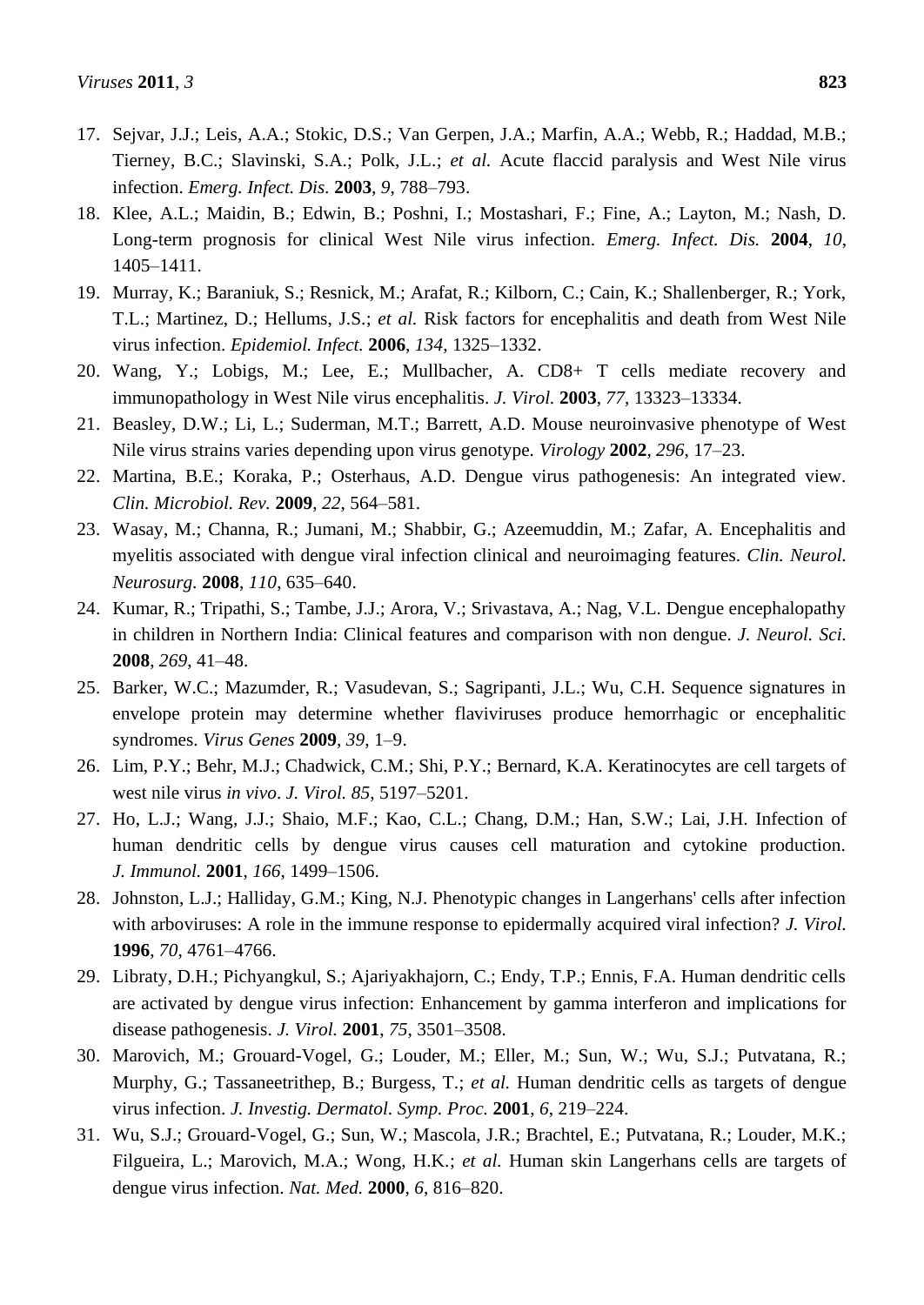17. Sejvar, J.J.; Leis, A.A.; Stokic, D.S.; Van Gerpen, J.A.; Marfin, A.A.; Webb, R.; Haddad, M.B.; Tierney, B.C.; Slavinski, S.A.; Polk, J.L.; *et al.* Acute flaccid paralysis and West Nile virus infection. *Emerg. Infect. Dis.* **2003**, *9*, 788–793.
18. Klee, A.L.; Maidin, B.; Edwin, B.; Poshni, I.; Mostashari, F.; Fine, A.; Layton, M.; Nash, D. Long-term prognosis for clinical West Nile virus infection. *Emerg. Infect. Dis.* **2004**, *10*, 1405–1411.
19. Murray, K.; Baraniuk, S.; Resnick, M.; Arafat, R.; Kilborn, C.; Cain, K.; Shallenberger, R.; York, T.L.; Martinez, D.; Hellums, J.S.; *et al.* Risk factors for encephalitis and death from West Nile virus infection. *Epidemiol. Infect.* **2006**, *134*, 1325–1332.
20. Wang, Y.; Lobigs, M.; Lee, E.; Mullbacher, A. CD8+ T cells mediate recovery and immunopathology in West Nile virus encephalitis. *J. Virol.* **2003**, *77*, 13323–13334.
21. Beasley, D.W.; Li, L.; Suderman, M.T.; Barrett, A.D. Mouse neuroinvasive phenotype of West Nile virus strains varies depending upon virus genotype. *Virology* **2002**, *296*, 17–23.
22. Martina, B.E.; Koraka, P.; Osterhaus, A.D. Dengue virus pathogenesis: An integrated view. *Clin. Microbiol. Rev.* **2009**, *22*, 564–581.
23. Wasay, M.; Channa, R.; Jumani, M.; Shabbir, G.; Azeemuddin, M.; Zafar, A. Encephalitis and myelitis associated with dengue viral infection clinical and neuroimaging features. *Clin. Neurol. Neurosurg.* **2008**, *110*, 635–640.
24. Kumar, R.; Tripathi, S.; Tambe, J.J.; Arora, V.; Srivastava, A.; Nag, V.L. Dengue encephalopathy in children in Northern India: Clinical features and comparison with non dengue. *J. Neurol. Sci.* **2008**, *269*, 41–48.
25. Barker, W.C.; Mazumder, R.; Vasudevan, S.; Sagripanti, J.L.; Wu, C.H. Sequence signatures in envelope protein may determine whether flaviviruses produce hemorrhagic or encephalitic syndromes. *Virus Genes* **2009**, *39*, 1–9.
26. Lim, P.Y.; Behr, M.J.; Chadwick, C.M.; Shi, P.Y.; Bernard, K.A. Keratinocytes are cell targets of west nile virus *in vivo*. *J. Virol. 85*, 5197–5201.
27. Ho, L.J.; Wang, J.J.; Shaio, M.F.; Kao, C.L.; Chang, D.M.; Han, S.W.; Lai, J.H. Infection of human dendritic cells by dengue virus causes cell maturation and cytokine production. *J. Immunol.* **2001**, *166*, 1499–1506.
28. Johnston, L.J.; Halliday, G.M.; King, N.J. Phenotypic changes in Langerhans' cells after infection with arboviruses: A role in the immune response to epidermally acquired viral infection? *J. Virol.* **1996**, *70*, 4761–4766.
29. Libraty, D.H.; Pichyangkul, S.; Ajariyakhajorn, C.; Endy, T.P.; Ennis, F.A. Human dendritic cells are activated by dengue virus infection: Enhancement by gamma interferon and implications for disease pathogenesis. *J. Virol.* **2001**, *75*, 3501–3508.
30. Marovich, M.; Grouard-Vogel, G.; Louder, M.; Eller, M.; Sun, W.; Wu, S.J.; Putvatana, R.; Murphy, G.; Tassaneetrithep, B.; Burgess, T.; *et al.* Human dendritic cells as targets of dengue virus infection. *J. Investig. Dermatol. Symp. Proc.* **2001**, *6*, 219–224.
31. Wu, S.J.; Grouard-Vogel, G.; Sun, W.; Mascola, J.R.; Brachtel, E.; Putvatana, R.; Louder, M.K.; Filgueira, L.; Marovich, M.A.; Wong, H.K.; *et al.* Human skin Langerhans cells are targets of dengue virus infection. *Nat. Med.* **2000**, *6*, 816–820.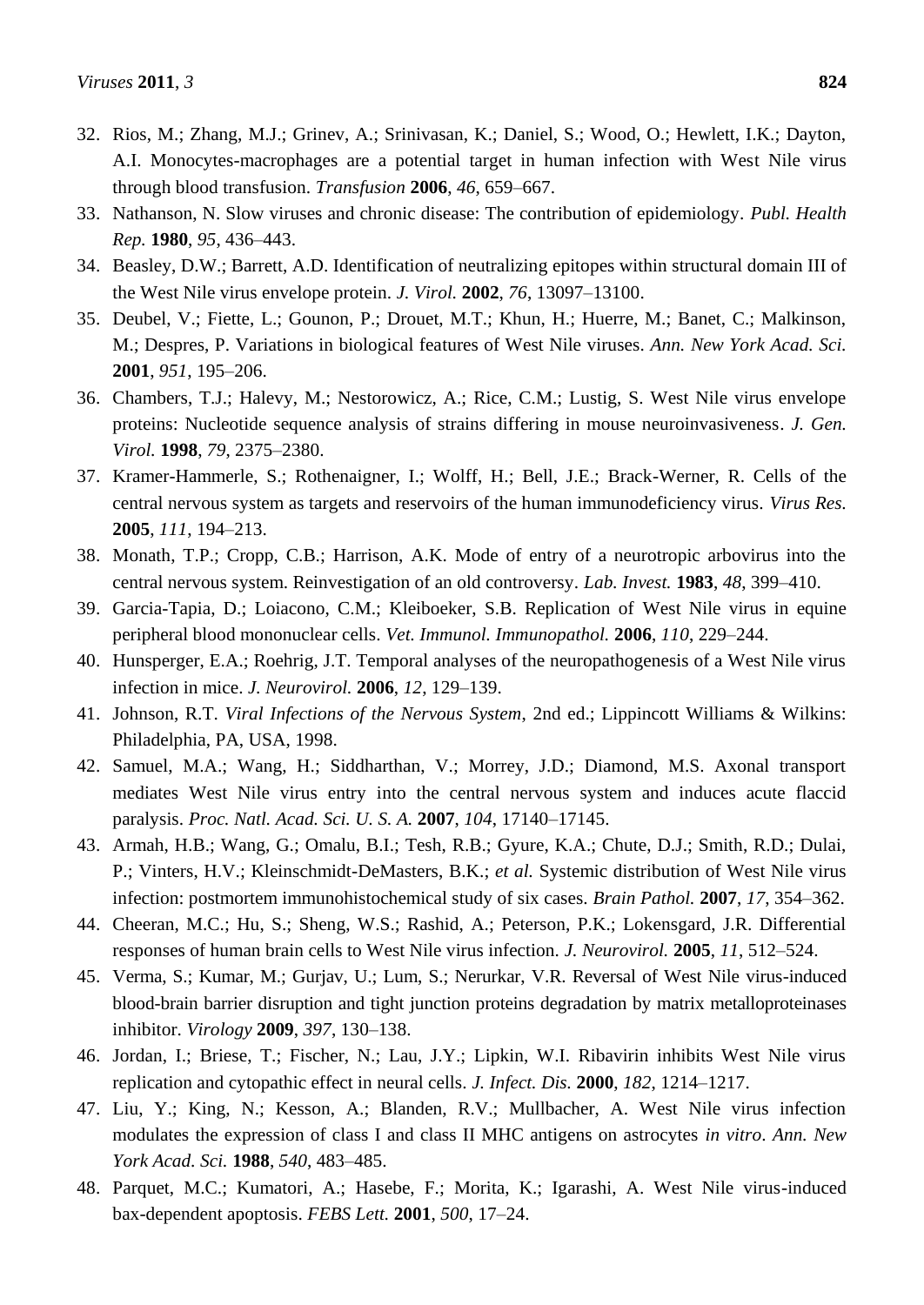32. Rios, M.; Zhang, M.J.; Grinev, A.; Srinivasan, K.; Daniel, S.; Wood, O.; Hewlett, I.K.; Dayton, A.I. Monocytes-macrophages are a potential target in human infection with West Nile virus through blood transfusion. *Transfusion* **2006**, *46*, 659–667.
33. Nathanson, N. Slow viruses and chronic disease: The contribution of epidemiology. *Publ. Health Rep.* **1980**, *95*, 436–443.
34. Beasley, D.W.; Barrett, A.D. Identification of neutralizing epitopes within structural domain III of the West Nile virus envelope protein. *J. Virol.* **2002**, *76*, 13097–13100.
35. Deubel, V.; Fiette, L.; Gounon, P.; Drouet, M.T.; Khun, H.; Huerre, M.; Banet, C.; Malkinson, M.; Despres, P. Variations in biological features of West Nile viruses. *Ann. New York Acad. Sci.* **2001**, *951*, 195–206.
36. Chambers, T.J.; Halevy, M.; Nestorowicz, A.; Rice, C.M.; Lustig, S. West Nile virus envelope proteins: Nucleotide sequence analysis of strains differing in mouse neuroinvasiveness. *J. Gen. Virol.* **1998**, *79*, 2375–2380.
37. Kramer-Hammerle, S.; Rothenaigner, I.; Wolff, H.; Bell, J.E.; Brack-Werner, R. Cells of the central nervous system as targets and reservoirs of the human immunodeficiency virus. *Virus Res.* **2005**, *111*, 194–213.
38. Monath, T.P.; Cropp, C.B.; Harrison, A.K. Mode of entry of a neurotropic arbovirus into the central nervous system. Reinvestigation of an old controversy. *Lab. Invest.* **1983**, *48*, 399–410.
39. Garcia-Tapia, D.; Loiacono, C.M.; Kleiboeker, S.B. Replication of West Nile virus in equine peripheral blood mononuclear cells. *Vet. Immunol. Immunopathol.* **2006**, *110*, 229–244.
40. Hunsperger, E.A.; Roehrig, J.T. Temporal analyses of the neuropathogenesis of a West Nile virus infection in mice. *J. Neurovirol.* **2006**, *12*, 129–139.
41. Johnson, R.T. *Viral Infections of the Nervous System*, 2nd ed.; Lippincott Williams & Wilkins: Philadelphia, PA, USA, 1998.
42. Samuel, M.A.; Wang, H.; Siddharthan, V.; Morrey, J.D.; Diamond, M.S. Axonal transport mediates West Nile virus entry into the central nervous system and induces acute flaccid paralysis. *Proc. Natl. Acad. Sci. U. S. A.* **2007**, *104*, 17140–17145.
43. Armah, H.B.; Wang, G.; Omalu, B.I.; Tesh, R.B.; Gyure, K.A.; Chute, D.J.; Smith, R.D.; Dulai, P.; Vinters, H.V.; Kleinschmidt-DeMasters, B.K.; *et al.* Systemic distribution of West Nile virus infection: postmortem immunohistochemical study of six cases. *Brain Pathol.* **2007**, *17*, 354–362.
44. Cheeran, M.C.; Hu, S.; Sheng, W.S.; Rashid, A.; Peterson, P.K.; Lokensgard, J.R. Differential responses of human brain cells to West Nile virus infection. *J. Neurovirol.* **2005**, *11*, 512–524.
45. Verma, S.; Kumar, M.; Gurjav, U.; Lum, S.; Nerurkar, V.R. Reversal of West Nile virus-induced blood-brain barrier disruption and tight junction proteins degradation by matrix metalloproteinases inhibitor. *Virology* **2009**, *397*, 130–138.
46. Jordan, I.; Briese, T.; Fischer, N.; Lau, J.Y.; Lipkin, W.I. Ribavirin inhibits West Nile virus replication and cytopathic effect in neural cells. *J. Infect. Dis.* **2000**, *182*, 1214–1217.
47. Liu, Y.; King, N.; Kesson, A.; Blanden, R.V.; Mullbacher, A. West Nile virus infection modulates the expression of class I and class II MHC antigens on astrocytes *in vitro*. *Ann. New York Acad. Sci.* **1988**, *540*, 483–485.
48. Parquet, M.C.; Kumatori, A.; Hasebe, F.; Morita, K.; Igarashi, A. West Nile virus-induced bax-dependent apoptosis. *FEBS Lett.* **2001**, *500*, 17–24.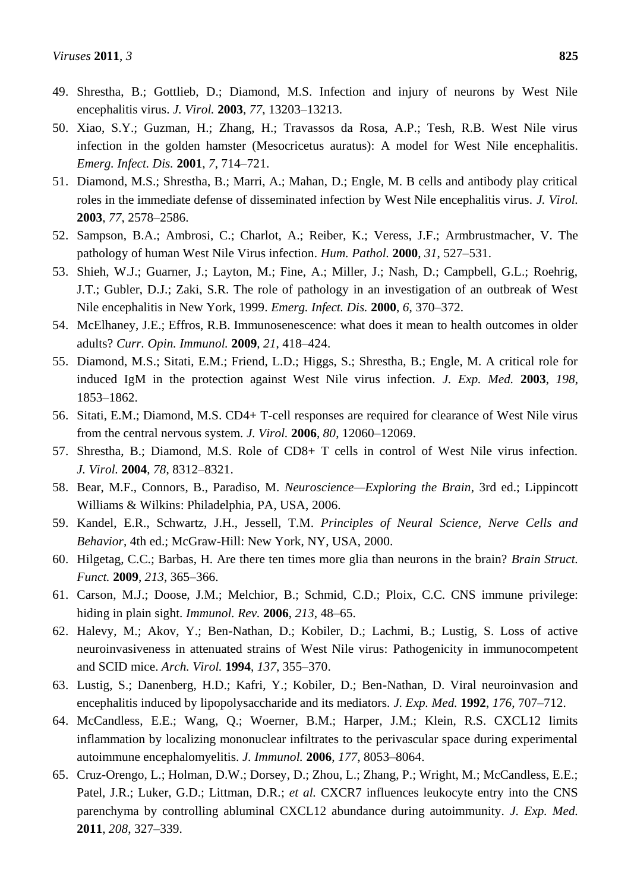49. Shrestha, B.; Gottlieb, D.; Diamond, M.S. Infection and injury of neurons by West Nile encephalitis virus. *J. Virol.* **2003**, *77*, 13203–13213.
50. Xiao, S.Y.; Guzman, H.; Zhang, H.; Travassos da Rosa, A.P.; Tesh, R.B. West Nile virus infection in the golden hamster (Mesocricetus auratus): A model for West Nile encephalitis. *Emerg. Infect. Dis.* **2001**, *7*, 714–721.
51. Diamond, M.S.; Shrestha, B.; Marri, A.; Mahan, D.; Engle, M. B cells and antibody play critical roles in the immediate defense of disseminated infection by West Nile encephalitis virus. *J. Virol.* **2003**, *77*, 2578–2586.
52. Sampson, B.A.; Ambrosi, C.; Charlot, A.; Reiber, K.; Veress, J.F.; Armbrustmacher, V. The pathology of human West Nile Virus infection. *Hum. Pathol.* **2000**, *31*, 527–531.
53. Shieh, W.J.; Guarner, J.; Layton, M.; Fine, A.; Miller, J.; Nash, D.; Campbell, G.L.; Roehrig, J.T.; Gubler, D.J.; Zaki, S.R. The role of pathology in an investigation of an outbreak of West Nile encephalitis in New York, 1999. *Emerg. Infect. Dis.* **2000**, *6*, 370–372.
54. McElhaney, J.E.; Effros, R.B. Immunosenescence: what does it mean to health outcomes in older adults? *Curr. Opin. Immunol.* **2009**, *21*, 418–424.
55. Diamond, M.S.; Sitati, E.M.; Friend, L.D.; Higgs, S.; Shrestha, B.; Engle, M. A critical role for induced IgM in the protection against West Nile virus infection. *J. Exp. Med.* **2003**, *198*, 1853–1862.
56. Sitati, E.M.; Diamond, M.S. CD4+ T-cell responses are required for clearance of West Nile virus from the central nervous system. *J. Virol.* **2006**, *80*, 12060–12069.
57. Shrestha, B.; Diamond, M.S. Role of CD8+ T cells in control of West Nile virus infection. *J. Virol.* **2004**, *78*, 8312–8321.
58. Bear, M.F., Connors, B., Paradiso, M. *Neuroscience—Exploring the Brain*, 3rd ed.; Lippincott Williams & Wilkins: Philadelphia, PA, USA, 2006.
59. Kandel, E.R., Schwartz, J.H., Jessell, T.M. *Principles of Neural Science, Nerve Cells and Behavior*, 4th ed.; McGraw-Hill: New York, NY, USA, 2000.
60. Hilgetag, C.C.; Barbas, H. Are there ten times more glia than neurons in the brain? *Brain Struct. Funct.* **2009**, *213*, 365–366.
61. Carson, M.J.; Doose, J.M.; Melchior, B.; Schmid, C.D.; Ploix, C.C. CNS immune privilege: hiding in plain sight. *Immunol. Rev.* **2006**, *213*, 48–65.
62. Halevy, M.; Akov, Y.; Ben-Nathan, D.; Kobiler, D.; Lachmi, B.; Lustig, S. Loss of active neuroinvasiveness in attenuated strains of West Nile virus: Pathogenicity in immunocompetent and SCID mice. *Arch. Virol.* **1994**, *137*, 355–370.
63. Lustig, S.; Danenberg, H.D.; Kafri, Y.; Kobiler, D.; Ben-Nathan, D. Viral neuroinvasion and encephalitis induced by lipopolysaccharide and its mediators. *J. Exp. Med.* **1992**, *176*, 707–712.
64. McCandless, E.E.; Wang, Q.; Woerner, B.M.; Harper, J.M.; Klein, R.S. CXCL12 limits inflammation by localizing mononuclear infiltrates to the perivascular space during experimental autoimmune encephalomyelitis. *J. Immunol.* **2006**, *177*, 8053–8064.
65. Cruz-Orengo, L.; Holman, D.W.; Dorsey, D.; Zhou, L.; Zhang, P.; Wright, M.; McCandless, E.E.; Patel, J.R.; Luker, G.D.; Littman, D.R.; *et al.* CXCR7 influences leukocyte entry into the CNS parenchyma by controlling abluminal CXCL12 abundance during autoimmunity. *J. Exp. Med.* **2011**, *208*, 327–339.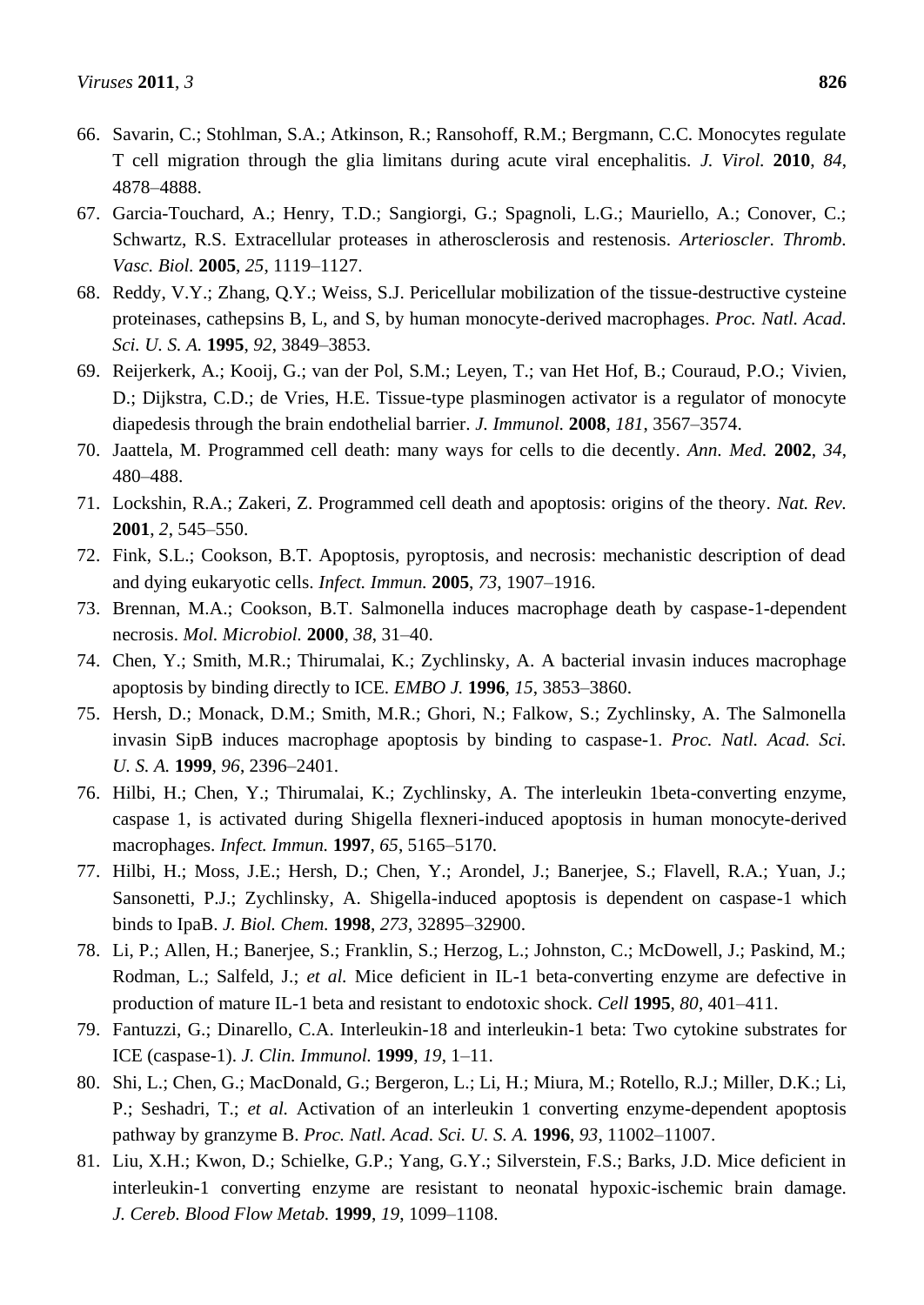66. Savarin, C.; Stohlman, S.A.; Atkinson, R.; Ransohoff, R.M.; Bergmann, C.C. Monocytes regulate T cell migration through the glia limitans during acute viral encephalitis. *J. Virol.* **2010**, *84*, 4878–4888.
67. Garcia-Touchard, A.; Henry, T.D.; Sangiorgi, G.; Spagnoli, L.G.; Mauriello, A.; Conover, C.; Schwartz, R.S. Extracellular proteases in atherosclerosis and restenosis. *Arterioscler. Thromb. Vasc. Biol.* **2005**, *25*, 1119–1127.
68. Reddy, V.Y.; Zhang, Q.Y.; Weiss, S.J. Pericellular mobilization of the tissue-destructive cysteine proteinases, cathepsins B, L, and S, by human monocyte-derived macrophages. *Proc. Natl. Acad. Sci. U. S. A.* **1995**, *92*, 3849–3853.
69. Reijerkerk, A.; Kooij, G.; van der Pol, S.M.; Leyen, T.; van Het Hof, B.; Couraud, P.O.; Vivien, D.; Dijkstra, C.D.; de Vries, H.E. Tissue-type plasminogen activator is a regulator of monocyte diapedesis through the brain endothelial barrier. *J. Immunol.* **2008**, *181*, 3567–3574.
70. Jaattela, M. Programmed cell death: many ways for cells to die decently. *Ann. Med.* **2002**, *34*, 480–488.
71. Lockshin, R.A.; Zakeri, Z. Programmed cell death and apoptosis: origins of the theory. *Nat. Rev.* **2001**, *2*, 545–550.
72. Fink, S.L.; Cookson, B.T. Apoptosis, pyroptosis, and necrosis: mechanistic description of dead and dying eukaryotic cells. *Infect. Immun.* **2005**, *73*, 1907–1916.
73. Brennan, M.A.; Cookson, B.T. Salmonella induces macrophage death by caspase-1-dependent necrosis. *Mol. Microbiol.* **2000**, *38*, 31–40.
74. Chen, Y.; Smith, M.R.; Thirumalai, K.; Zychlinsky, A. A bacterial invasin induces macrophage apoptosis by binding directly to ICE. *EMBO J.* **1996**, *15*, 3853–3860.
75. Hersh, D.; Monack, D.M.; Smith, M.R.; Ghori, N.; Falkow, S.; Zychlinsky, A. The Salmonella invasin SipB induces macrophage apoptosis by binding to caspase-1. *Proc. Natl. Acad. Sci. U. S. A.* **1999**, *96*, 2396–2401.
76. Hilbi, H.; Chen, Y.; Thirumalai, K.; Zychlinsky, A. The interleukin 1beta-converting enzyme, caspase 1, is activated during Shigella flexneri-induced apoptosis in human monocyte-derived macrophages. *Infect. Immun.* **1997**, *65*, 5165–5170.
77. Hilbi, H.; Moss, J.E.; Hersh, D.; Chen, Y.; Arondel, J.; Banerjee, S.; Flavell, R.A.; Yuan, J.; Sansonetti, P.J.; Zychlinsky, A. Shigella-induced apoptosis is dependent on caspase-1 which binds to IpaB. *J. Biol. Chem.* **1998**, *273*, 32895–32900.
78. Li, P.; Allen, H.; Banerjee, S.; Franklin, S.; Herzog, L.; Johnston, C.; McDowell, J.; Paskind, M.; Rodman, L.; Salfeld, J.; *et al.* Mice deficient in IL-1 beta-converting enzyme are defective in production of mature IL-1 beta and resistant to endotoxic shock. *Cell* **1995**, *80*, 401–411.
79. Fantuzzi, G.; Dinarello, C.A. Interleukin-18 and interleukin-1 beta: Two cytokine substrates for ICE (caspase-1). *J. Clin. Immunol.* **1999**, *19*, 1–11.
80. Shi, L.; Chen, G.; MacDonald, G.; Bergeron, L.; Li, H.; Miura, M.; Rotello, R.J.; Miller, D.K.; Li, P.; Seshadri, T.; *et al.* Activation of an interleukin 1 converting enzyme-dependent apoptosis pathway by granzyme B. *Proc. Natl. Acad. Sci. U. S. A.* **1996**, *93*, 11002–11007.
81. Liu, X.H.; Kwon, D.; Schielke, G.P.; Yang, G.Y.; Silverstein, F.S.; Barks, J.D. Mice deficient in interleukin-1 converting enzyme are resistant to neonatal hypoxic-ischemic brain damage. *J. Cereb. Blood Flow Metab.* **1999**, *19*, 1099–1108.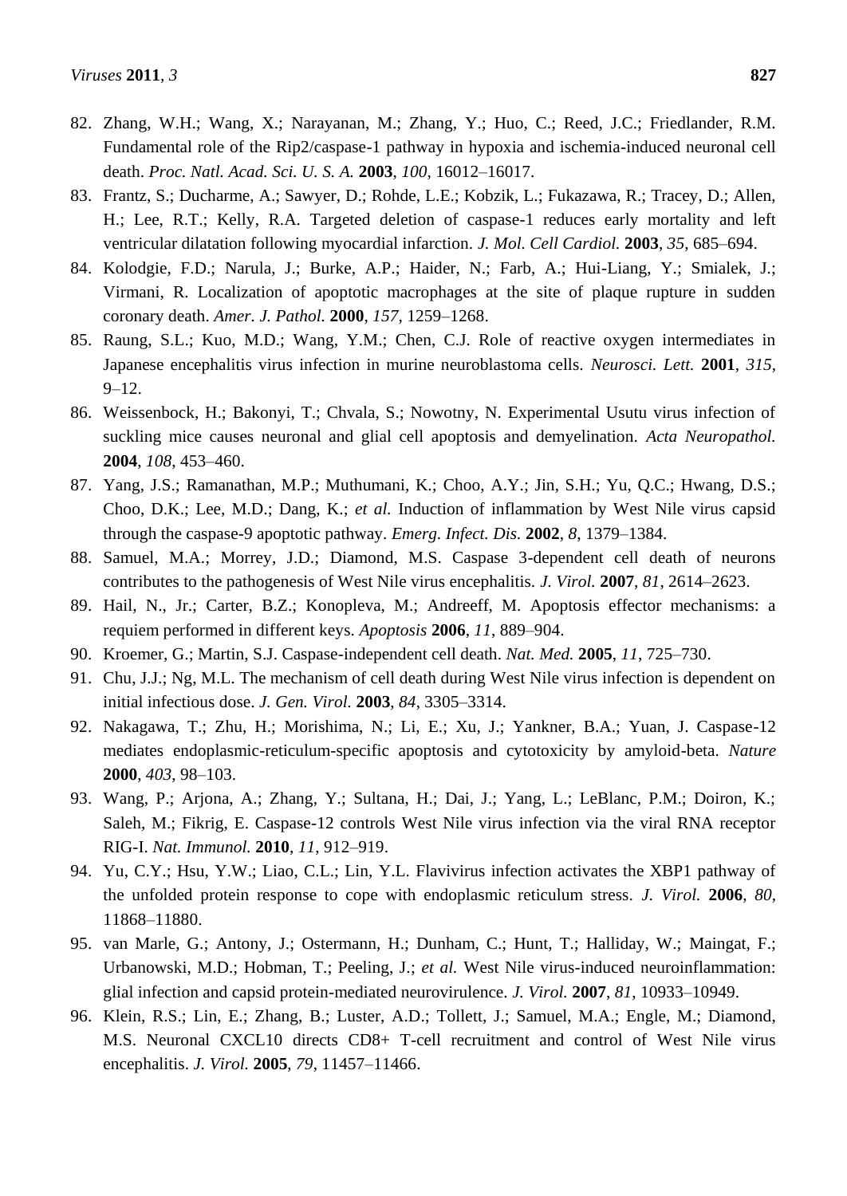82. Zhang, W.H.; Wang, X.; Narayanan, M.; Zhang, Y.; Huo, C.; Reed, J.C.; Friedlander, R.M. Fundamental role of the Rip2/caspase-1 pathway in hypoxia and ischemia-induced neuronal cell death. *Proc. Natl. Acad. Sci. U. S. A.* **2003**, *100*, 16012–16017.
83. Frantz, S.; Ducharme, A.; Sawyer, D.; Rohde, L.E.; Kobzik, L.; Fukazawa, R.; Tracey, D.; Allen, H.; Lee, R.T.; Kelly, R.A. Targeted deletion of caspase-1 reduces early mortality and left ventricular dilatation following myocardial infarction. *J. Mol. Cell Cardiol.* **2003**, *35*, 685–694.
84. Kolodgie, F.D.; Narula, J.; Burke, A.P.; Haider, N.; Farb, A.; Hui-Liang, Y.; Smialek, J.; Virmani, R. Localization of apoptotic macrophages at the site of plaque rupture in sudden coronary death. *Amer. J. Pathol.* **2000**, *157*, 1259–1268.
85. Raung, S.L.; Kuo, M.D.; Wang, Y.M.; Chen, C.J. Role of reactive oxygen intermediates in Japanese encephalitis virus infection in murine neuroblastoma cells. *Neurosci. Lett.* **2001**, *315*, 9–12.
86. Weissenbock, H.; Bakonyi, T.; Chvala, S.; Nowotny, N. Experimental Usutu virus infection of suckling mice causes neuronal and glial cell apoptosis and demyelination. *Acta Neuropathol.* **2004**, *108*, 453–460.
87. Yang, J.S.; Ramanathan, M.P.; Muthumani, K.; Choo, A.Y.; Jin, S.H.; Yu, Q.C.; Hwang, D.S.; Choo, D.K.; Lee, M.D.; Dang, K.; *et al.* Induction of inflammation by West Nile virus capsid through the caspase-9 apoptotic pathway. *Emerg. Infect. Dis.* **2002**, *8*, 1379–1384.
88. Samuel, M.A.; Morrey, J.D.; Diamond, M.S. Caspase 3-dependent cell death of neurons contributes to the pathogenesis of West Nile virus encephalitis. *J. Virol.* **2007**, *81*, 2614–2623.
89. Hail, N., Jr.; Carter, B.Z.; Konopleva, M.; Andreeff, M. Apoptosis effector mechanisms: a requiem performed in different keys. *Apoptosis* **2006**, *11*, 889–904.
90. Kroemer, G.; Martin, S.J. Caspase-independent cell death. *Nat. Med.* **2005**, *11*, 725–730.
91. Chu, J.J.; Ng, M.L. The mechanism of cell death during West Nile virus infection is dependent on initial infectious dose. *J. Gen. Virol.* **2003**, *84*, 3305–3314.
92. Nakagawa, T.; Zhu, H.; Morishima, N.; Li, E.; Xu, J.; Yankner, B.A.; Yuan, J. Caspase-12 mediates endoplasmic-reticulum-specific apoptosis and cytotoxicity by amyloid-beta. *Nature* **2000**, *403*, 98–103.
93. Wang, P.; Arjona, A.; Zhang, Y.; Sultana, H.; Dai, J.; Yang, L.; LeBlanc, P.M.; Doiron, K.; Saleh, M.; Fikrig, E. Caspase-12 controls West Nile virus infection via the viral RNA receptor RIG-I. *Nat. Immunol.* **2010**, *11*, 912–919.
94. Yu, C.Y.; Hsu, Y.W.; Liao, C.L.; Lin, Y.L. Flavivirus infection activates the XBP1 pathway of the unfolded protein response to cope with endoplasmic reticulum stress. *J. Virol.* **2006**, *80*, 11868–11880.
95. van Marle, G.; Antony, J.; Ostermann, H.; Dunham, C.; Hunt, T.; Halliday, W.; Maingat, F.; Urbanowski, M.D.; Hobman, T.; Peeling, J.; *et al.* West Nile virus-induced neuroinflammation: glial infection and capsid protein-mediated neurovirulence. *J. Virol.* **2007**, *81*, 10933–10949.
96. Klein, R.S.; Lin, E.; Zhang, B.; Luster, A.D.; Tollett, J.; Samuel, M.A.; Engle, M.; Diamond, M.S. Neuronal CXCL10 directs CD8+ T-cell recruitment and control of West Nile virus encephalitis. *J. Virol.* **2005**, *79*, 11457–11466.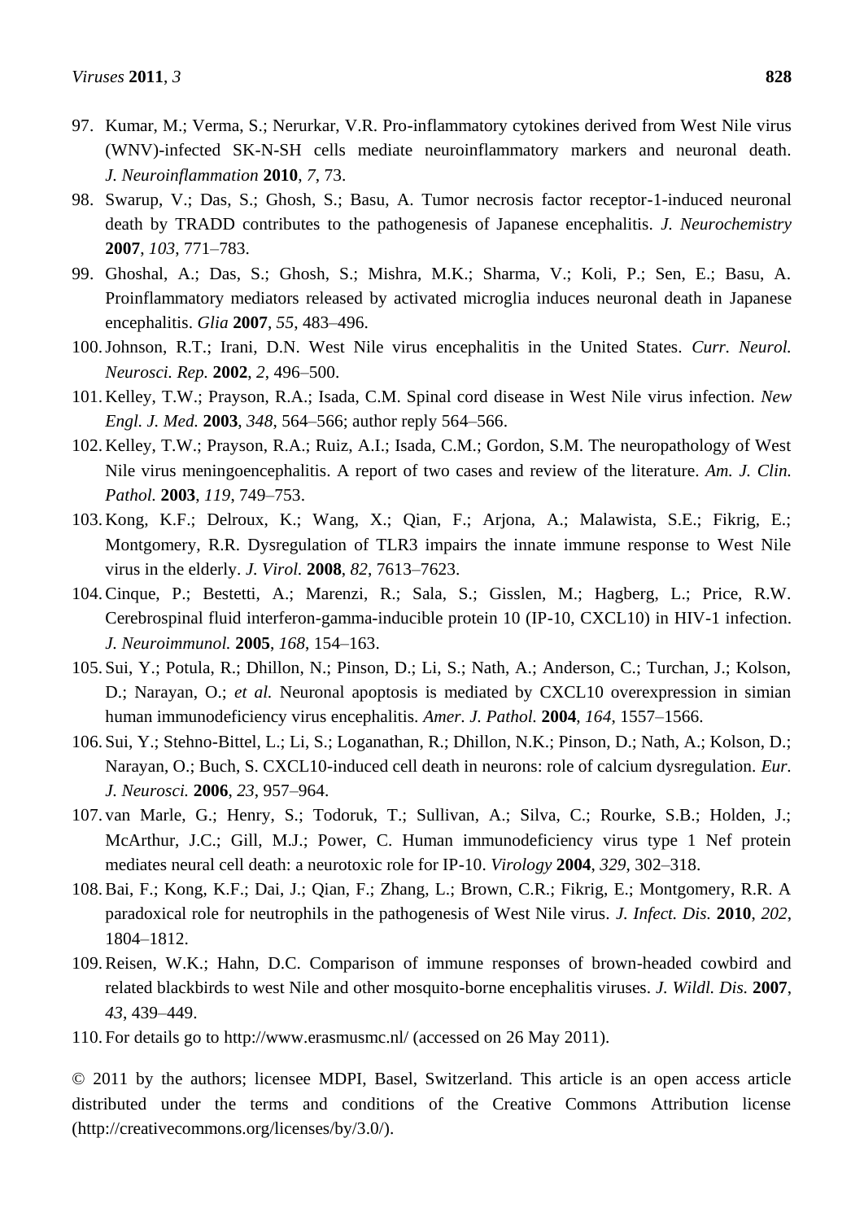97. Kumar, M.; Verma, S.; Nerurkar, V.R. Pro-inflammatory cytokines derived from West Nile virus (WNV)-infected SK-N-SH cells mediate neuroinflammatory markers and neuronal death. *J. Neuroinflammation* **2010**, *7*, 73.
98. Swarup, V.; Das, S.; Ghosh, S.; Basu, A. Tumor necrosis factor receptor-1-induced neuronal death by TRADD contributes to the pathogenesis of Japanese encephalitis. *J. Neurochemistry* **2007**, *103*, 771–783.
99. Ghoshal, A.; Das, S.; Ghosh, S.; Mishra, M.K.; Sharma, V.; Koli, P.; Sen, E.; Basu, A. Proinflammatory mediators released by activated microglia induces neuronal death in Japanese encephalitis. *Glia* **2007**, *55*, 483–496.
100. Johnson, R.T.; Irani, D.N. West Nile virus encephalitis in the United States. *Curr. Neurol. Neurosci. Rep.* **2002**, *2*, 496–500.
101. Kelley, T.W.; Prayson, R.A.; Isada, C.M. Spinal cord disease in West Nile virus infection. *New Engl. J. Med.* **2003**, *348*, 564–566; author reply 564–566.
102. Kelley, T.W.; Prayson, R.A.; Ruiz, A.I.; Isada, C.M.; Gordon, S.M. The neuropathology of West Nile virus meningoencephalitis. A report of two cases and review of the literature. *Am. J. Clin. Pathol.* **2003**, *119*, 749–753.
103. Kong, K.F.; Delroux, K.; Wang, X.; Qian, F.; Arjona, A.; Malawista, S.E.; Fikrig, E.; Montgomery, R.R. Dysregulation of TLR3 impairs the innate immune response to West Nile virus in the elderly. *J. Virol.* **2008**, *82*, 7613–7623.
104. Cinque, P.; Bestetti, A.; Marenzi, R.; Sala, S.; Gisslen, M.; Hagberg, L.; Price, R.W. Cerebrospinal fluid interferon-gamma-inducible protein 10 (IP-10, CXCL10) in HIV-1 infection. *J. Neuroimmunol.* **2005**, *168*, 154–163.
105. Sui, Y.; Potula, R.; Dhillon, N.; Pinson, D.; Li, S.; Nath, A.; Anderson, C.; Turchan, J.; Kolson, D.; Narayan, O.; *et al.* Neuronal apoptosis is mediated by CXCL10 overexpression in simian human immunodeficiency virus encephalitis. *Amer. J. Pathol.* **2004**, *164*, 1557–1566.
106. Sui, Y.; Stehno-Bittel, L.; Li, S.; Loganathan, R.; Dhillon, N.K.; Pinson, D.; Nath, A.; Kolson, D.; Narayan, O.; Buch, S. CXCL10-induced cell death in neurons: role of calcium dysregulation. *Eur. J. Neurosci.* **2006**, *23*, 957–964.
107. van Marle, G.; Henry, S.; Todoruk, T.; Sullivan, A.; Silva, C.; Rourke, S.B.; Holden, J.; McArthur, J.C.; Gill, M.J.; Power, C. Human immunodeficiency virus type 1 Nef protein mediates neural cell death: a neurotoxic role for IP-10. *Virology* **2004**, *329*, 302–318.
108. Bai, F.; Kong, K.F.; Dai, J.; Qian, F.; Zhang, L.; Brown, C.R.; Fikrig, E.; Montgomery, R.R. A paradoxical role for neutrophils in the pathogenesis of West Nile virus. *J. Infect. Dis.* **2010**, *202*, 1804–1812.
109. Reisen, W.K.; Hahn, D.C. Comparison of immune responses of brown-headed cowbird and related blackbirds to west Nile and other mosquito-borne encephalitis viruses. *J. Wildl. Dis.* **2007**, *43*, 439–449.
110. For details go to http://www.erasmusmc.nl/ (accessed on 26 May 2011).

© 2011 by the authors; licensee MDPI, Basel, Switzerland. This article is an open access article distributed under the terms and conditions of the Creative Commons Attribution license (http://creativecommons.org/licenses/by/3.0/).